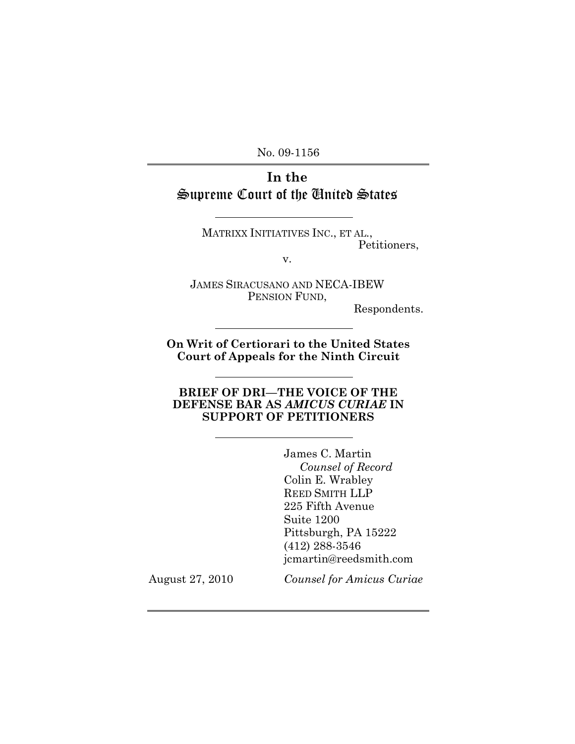No. 09-1156

# In the Supreme Court of the United States

MATRIXX INITIATIVES INC., ET AL.,
Petitioners,

v.

JAMES SIRACUSANO AND NECA-IBEW PENSION FUND,
Respondents.

**On Writ of Certiorari to the United States Court of Appeals for the Ninth Circuit**

**BRIEF OF DRI—THE VOICE OF THE DEFENSE BAR AS *AMICUS CURIAE* IN SUPPORT OF PETITIONERS**

James C. Martin
*Counsel of Record*
Colin E. Wrabley
REED SMITH LLP
225 Fifth Avenue
Suite 1200
Pittsburgh, PA 15222
(412) 288-3546
jcmartin@reedsmith.com

August 27, 2010

*Counsel for Amicus Curiae*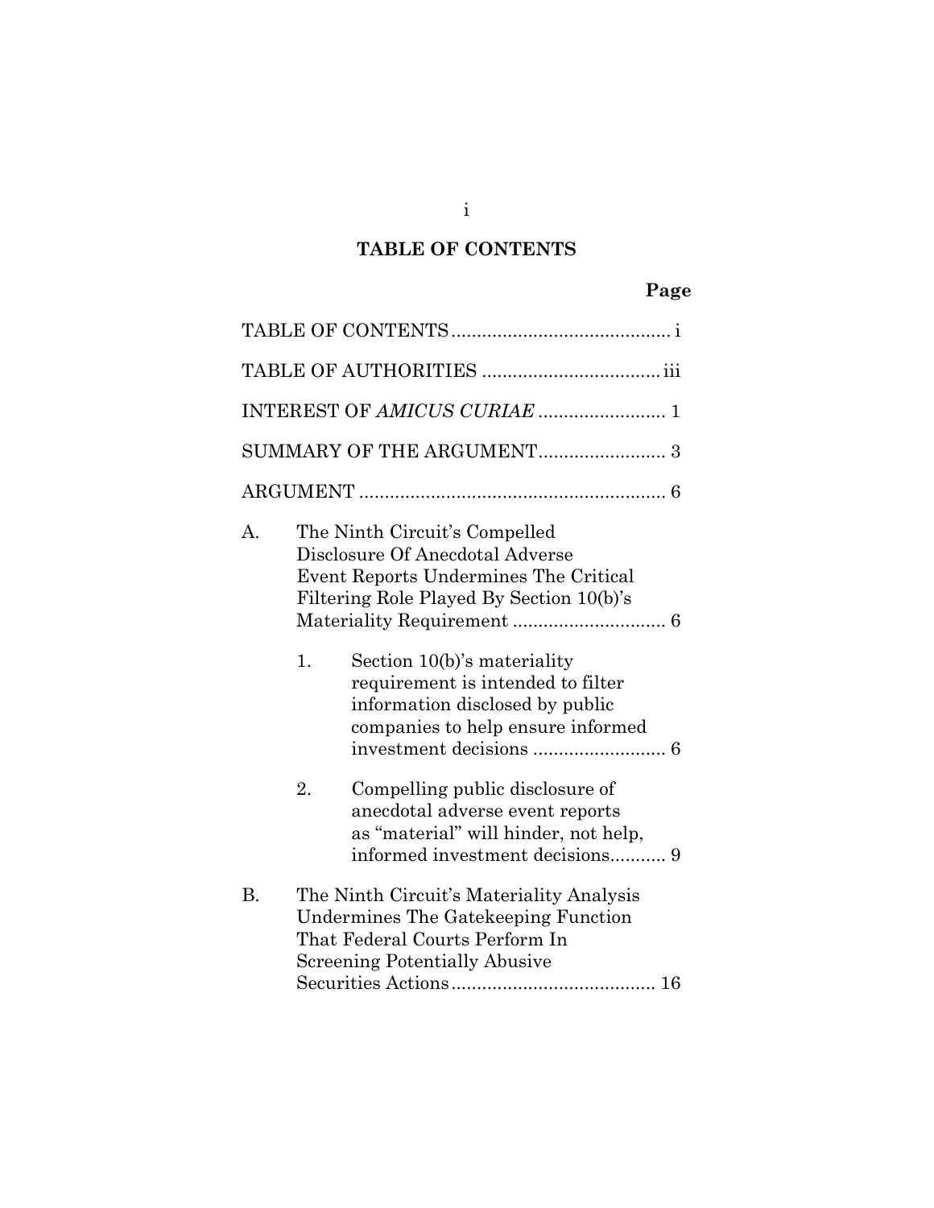## TABLE OF CONTENTS

| | Page |
|---|---|
| TABLE OF CONTENTS | i |
| TABLE OF AUTHORITIES | iii |
| INTEREST OF *AMICUS CURIAE* | 1 |
| SUMMARY OF THE ARGUMENT | 3 |
| ARGUMENT | 6 |
| A. The Ninth Circuit's Compelled Disclosure Of Anecdotal Adverse Event Reports Undermines The Critical Filtering Role Played By Section 10(b)'s Materiality Requirement | 6 |
| 1. Section 10(b)'s materiality requirement is intended to filter information disclosed by public companies to help ensure informed investment decisions | 6 |
| 2. Compelling public disclosure of anecdotal adverse event reports as "material" will hinder, not help, informed investment decisions | 9 |
| B. The Ninth Circuit's Materiality Analysis Undermines The Gatekeeping Function That Federal Courts Perform In Screening Potentially Abusive Securities Actions | 16 |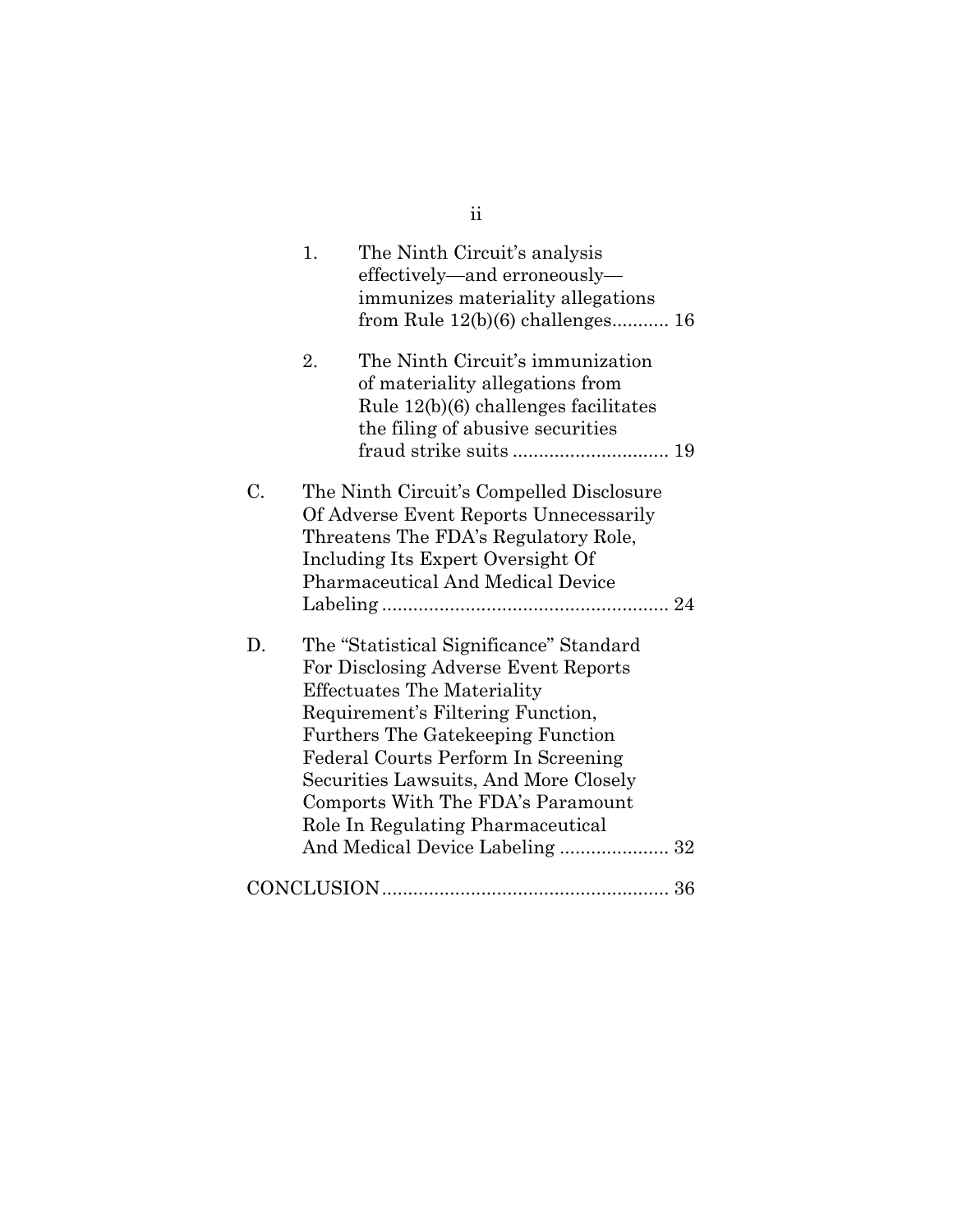1. The Ninth Circuit's analysis effectively—and erroneously—immunizes materiality allegations from Rule 12(b)(6) challenges........... 16

2. The Ninth Circuit's immunization of materiality allegations from Rule 12(b)(6) challenges facilitates the filing of abusive securities fraud strike suits .............................. 19

C. The Ninth Circuit's Compelled Disclosure Of Adverse Event Reports Unnecessarily Threatens The FDA's Regulatory Role, Including Its Expert Oversight Of Pharmaceutical And Medical Device Labeling ....................................................... 24

D. The "Statistical Significance" Standard For Disclosing Adverse Event Reports Effectuates The Materiality Requirement's Filtering Function, Furthers The Gatekeeping Function Federal Courts Perform In Screening Securities Lawsuits, And More Closely Comports With The FDA's Paramount Role In Regulating Pharmaceutical And Medical Device Labeling ..................... 32

CONCLUSION....................................................... 36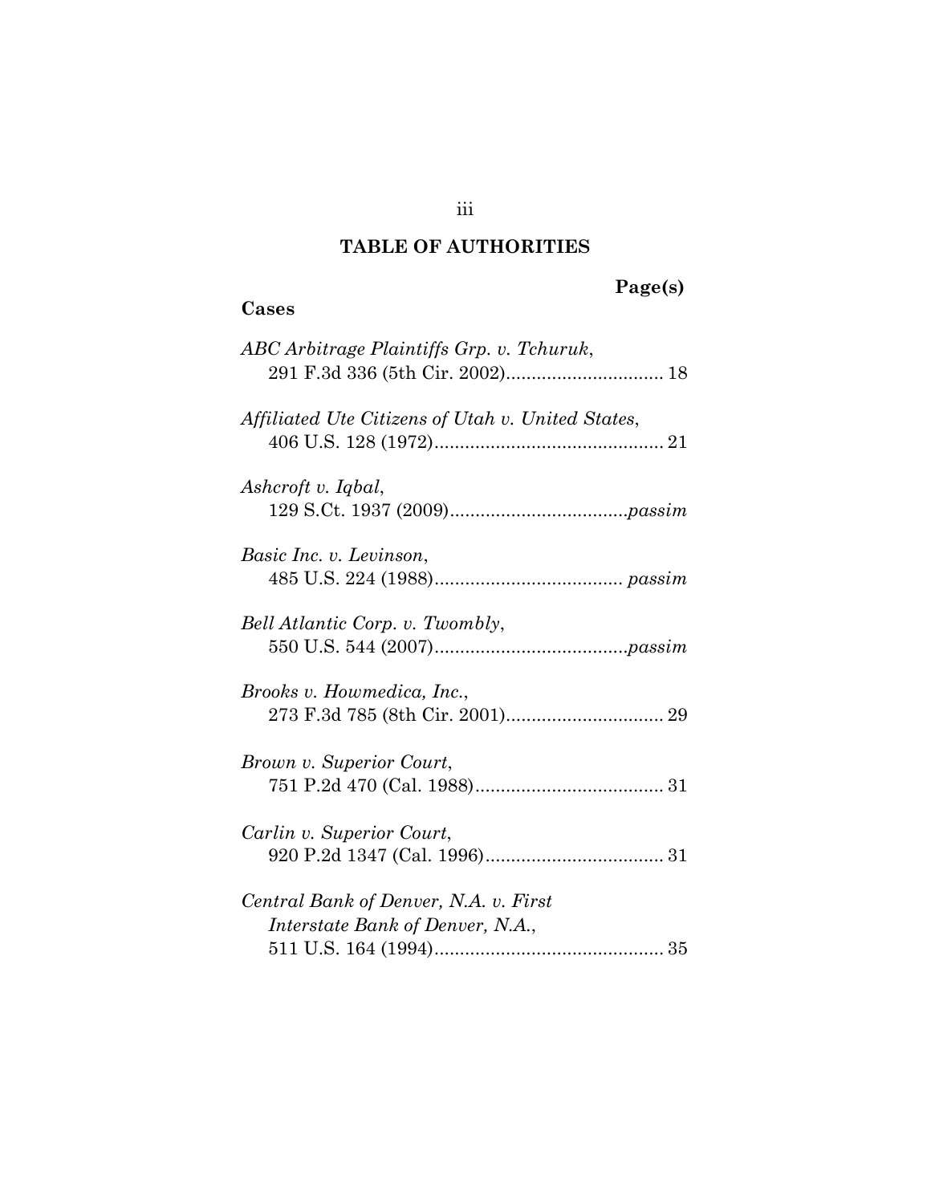## TABLE OF AUTHORITIES

**Page(s)**

**Cases**

*ABC Arbitrage Plaintiffs Grp. v. Tchuruk*,
291 F.3d 336 (5th Cir. 2002)............................... 18

*Affiliated Ute Citizens of Utah v. United States*,
406 U.S. 128 (1972)............................................. 21

*Ashcroft v. Iqbal*,
129 S.Ct. 1937 (2009)..................................*passim*

*Basic Inc. v. Levinson*,
485 U.S. 224 (1988).................................... *passim*

*Bell Atlantic Corp. v. Twombly*,
550 U.S. 544 (2007).....................................*passim*

*Brooks v. Howmedica, Inc.*,
273 F.3d 785 (8th Cir. 2001)............................... 29

*Brown v. Superior Court*,
751 P.2d 470 (Cal. 1988)..................................... 31

*Carlin v. Superior Court*,
920 P.2d 1347 (Cal. 1996)................................... 31

*Central Bank of Denver, N.A. v. First Interstate Bank of Denver, N.A.*,
511 U.S. 164 (1994)............................................. 35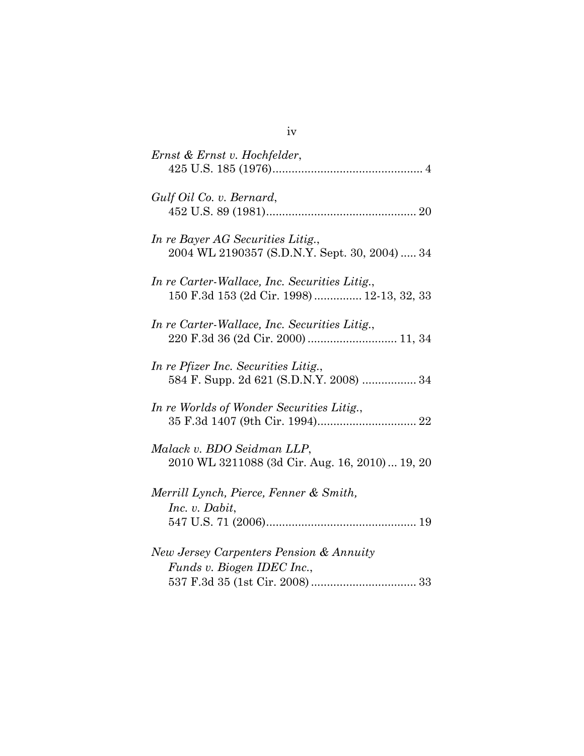*Ernst & Ernst v. Hochfelder*,
425 U.S. 185 (1976)............................................... 4

*Gulf Oil Co. v. Bernard*,
452 U.S. 89 (1981)............................................... 20

*In re Bayer AG Securities Litig.*,
2004 WL 2190357 (S.D.N.Y. Sept. 30, 2004) ..... 34

*In re Carter-Wallace, Inc. Securities Litig.*,
150 F.3d 153 (2d Cir. 1998) .............. 12-13, 32, 33

*In re Carter-Wallace, Inc. Securities Litig.*,
220 F.3d 36 (2d Cir. 2000) ........................... 11, 34

*In re Pfizer Inc. Securities Litig.*,
584 F. Supp. 2d 621 (S.D.N.Y. 2008) ................. 34

*In re Worlds of Wonder Securities Litig.*,
35 F.3d 1407 (9th Cir. 1994)............................... 22

*Malack v. BDO Seidman LLP*,
2010 WL 3211088 (3d Cir. Aug. 16, 2010) ... 19, 20

*Merrill Lynch, Pierce, Fenner & Smith, Inc. v. Dabit*,
547 U.S. 71 (2006)............................................... 19

*New Jersey Carpenters Pension & Annuity Funds v. Biogen IDEC Inc.*,
537 F.3d 35 (1st Cir. 2008) ................................ 33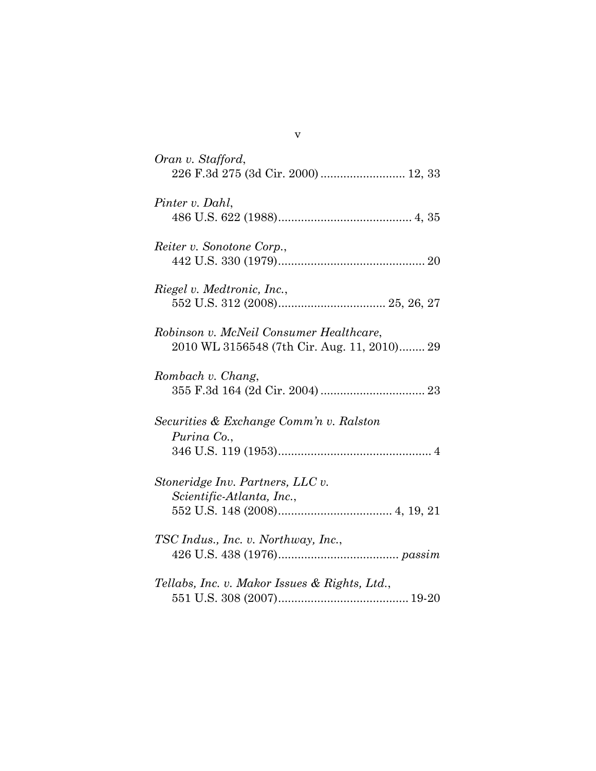*Oran v. Stafford*,
226 F.3d 275 (3d Cir. 2000) .......................... 12, 33

*Pinter v. Dahl*,
486 U.S. 622 (1988)......................................... 4, 35

*Reiter v. Sonotone Corp.*,
442 U.S. 330 (1979)............................................. 20

*Riegel v. Medtronic, Inc.*,
552 U.S. 312 (2008)................................ 25, 26, 27

*Robinson v. McNeil Consumer Healthcare*,
2010 WL 3156548 (7th Cir. Aug. 11, 2010)........ 29

*Rombach v. Chang*,
355 F.3d 164 (2d Cir. 2004) ................................ 23

*Securities & Exchange Comm'n v. Ralston Purina Co.*,
346 U.S. 119 (1953)............................................... 4

*Stoneridge Inv. Partners, LLC v. Scientific-Atlanta, Inc.*,
552 U.S. 148 (2008).................................. 4, 19, 21

*TSC Indus., Inc. v. Northway, Inc.*,
426 U.S. 438 (1976).................................... *passim*

*Tellabs, Inc. v. Makor Issues & Rights, Ltd.*,
551 U.S. 308 (2007)....................................... 19-20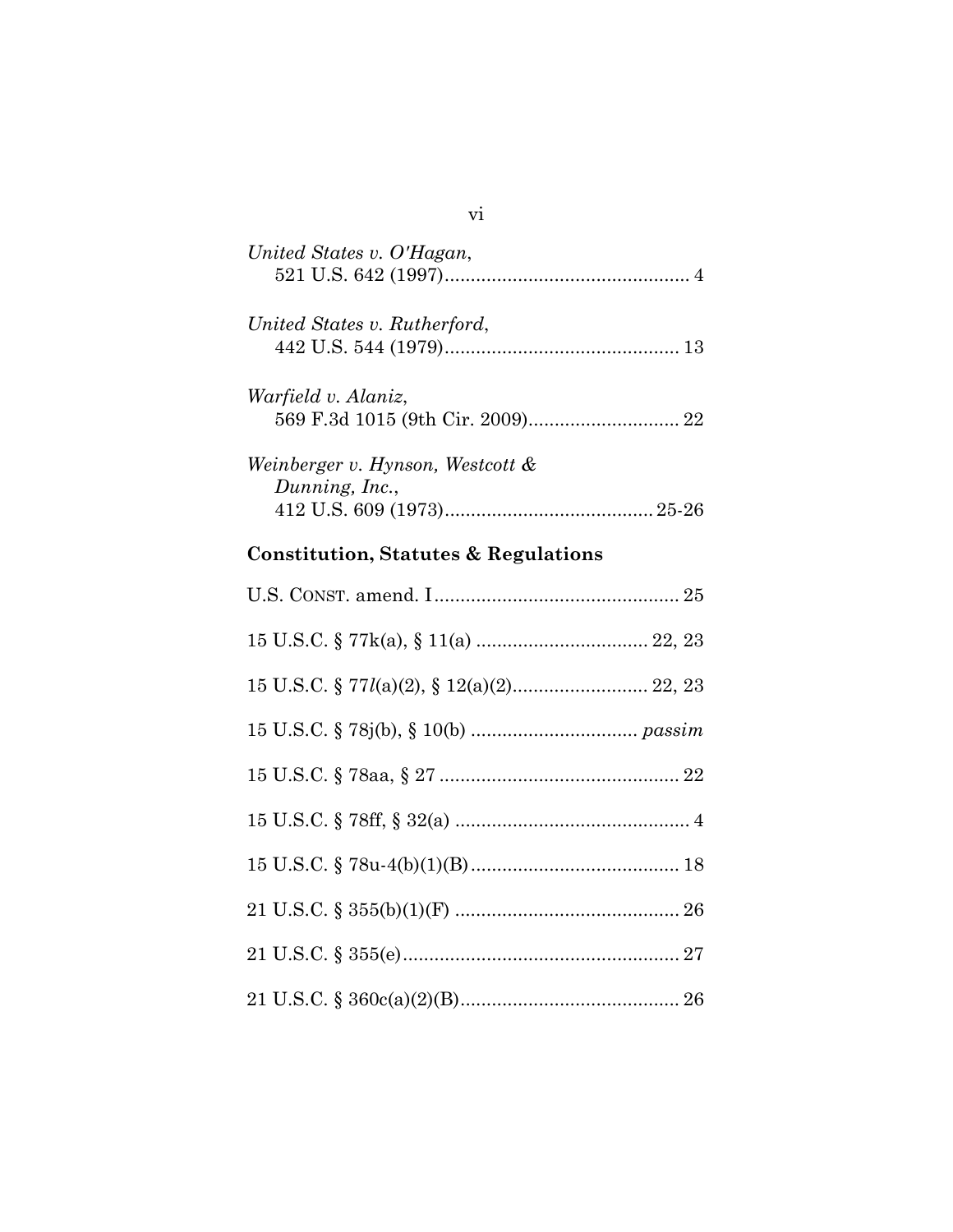*United States v. O'Hagan*,
521 U.S. 642 (1997)............................................... 4

*United States v. Rutherford*,
442 U.S. 544 (1979)............................................. 13

*Warfield v. Alaniz*,
569 F.3d 1015 (9th Cir. 2009)............................. 22

*Weinberger v. Hynson, Westcott & Dunning, Inc.*,
412 U.S. 609 (1973)........................................ 25-26

**Constitution, Statutes & Regulations**

U.S. CONST. amend. I............................................... 25

15 U.S.C. § 77k(a), § 11(a) ................................. 22, 23

15 U.S.C. § 77*l*(a)(2), § 12(a)(2).......................... 22, 23

15 U.S.C. § 78j(b), § 10(b) ................................ *passim*

15 U.S.C. § 78aa, § 27 .............................................. 22

15 U.S.C. § 78ff, § 32(a) ............................................. 4

15 U.S.C. § 78u-4(b)(1)(B)........................................ 18

21 U.S.C. § 355(b)(1)(F) ........................................... 26

21 U.S.C. § 355(e).................................................... 27

21 U.S.C. § 360c(a)(2)(B).......................................... 26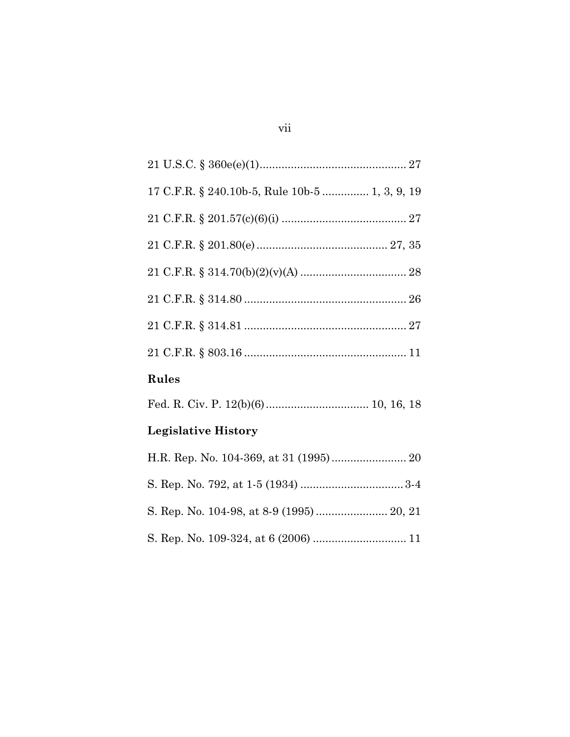21 U.S.C. § 360e(e)(1)............................................... 27

17 C.F.R. § 240.10b-5, Rule 10b-5 ............... 1, 3, 9, 19

21 C.F.R. § 201.57(c)(6)(i) ........................................ 27

21 C.F.R. § 201.80(e) .......................................... 27, 35

21 C.F.R. § 314.70(b)(2)(v)(A) .................................. 28

21 C.F.R. § 314.80 .................................................... 26

21 C.F.R. § 314.81 .................................................... 27

21 C.F.R. § 803.16 .................................................... 11

**Rules**

Fed. R. Civ. P. 12(b)(6) ................................. 10, 16, 18

**Legislative History**

H.R. Rep. No. 104-369, at 31 (1995) ........................ 20

S. Rep. No. 792, at 1-5 (1934) ................................. 3-4

S. Rep. No. 104-98, at 8-9 (1995) ....................... 20, 21

S. Rep. No. 109-324, at 6 (2006) .............................. 11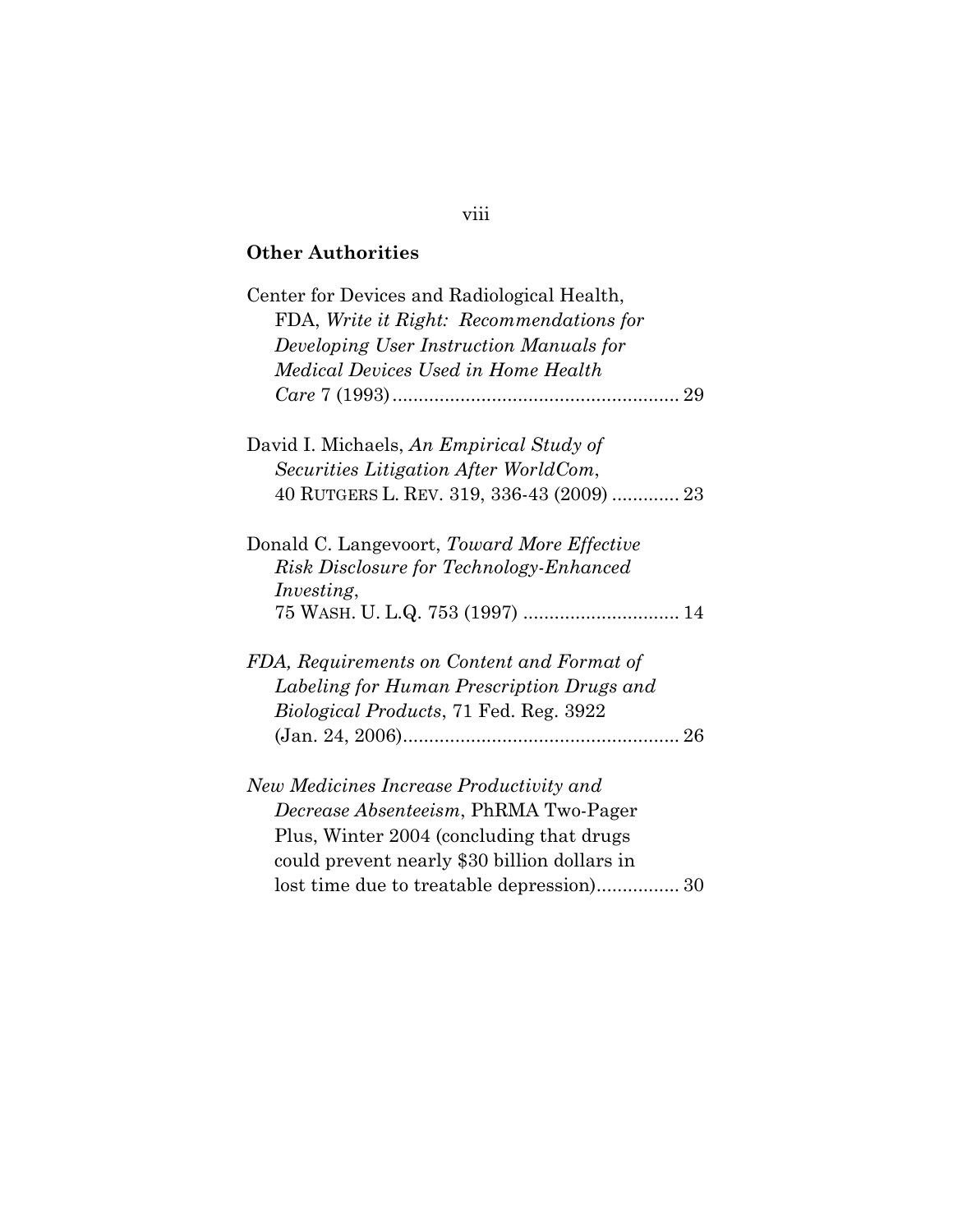**Other Authorities**

Center for Devices and Radiological Health, FDA, *Write it Right: Recommendations for Developing User Instruction Manuals for Medical Devices Used in Home Health Care* 7 (1993) ...................................................... 29

David I. Michaels, *An Empirical Study of Securities Litigation After WorldCom*, 40 RUTGERS L. REV. 319, 336-43 (2009) ............. 23

Donald C. Langevoort, *Toward More Effective Risk Disclosure for Technology-Enhanced Investing*, 75 WASH. U. L.Q. 753 (1997) ............................. 14

*FDA, Requirements on Content and Format of Labeling for Human Prescription Drugs and Biological Products*, 71 Fed. Reg. 3922 (Jan. 24, 2006)..................................................... 26

*New Medicines Increase Productivity and Decrease Absenteeism*, PhRMA Two-Pager Plus, Winter 2004 (concluding that drugs could prevent nearly $30 billion dollars in lost time due to treatable depression)................ 30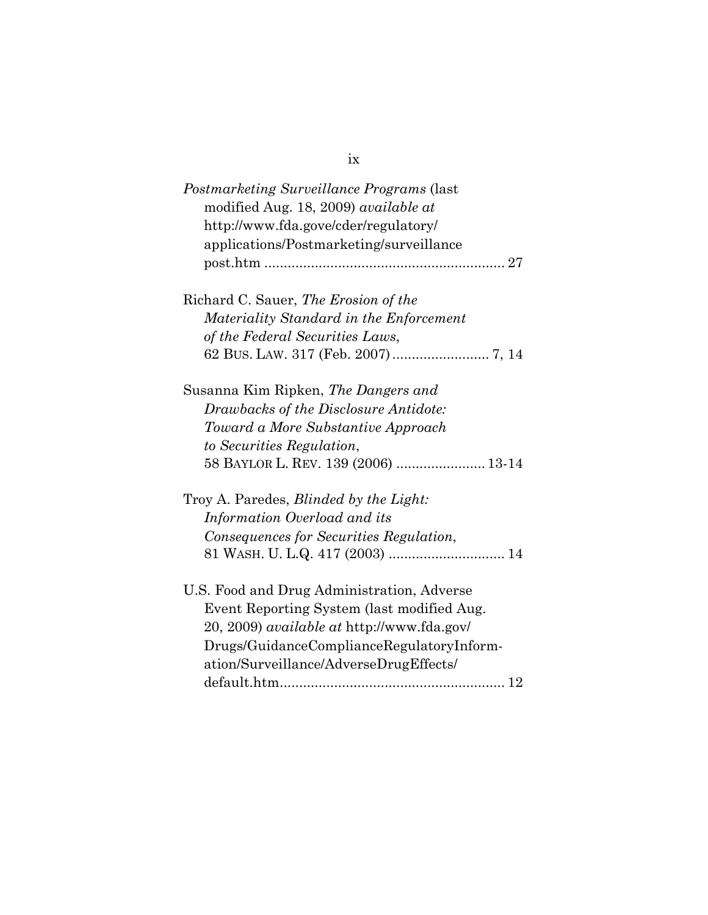*Postmarketing Surveillance Programs* (last modified Aug. 18, 2009) *available at* http://www.fda.gove/cder/regulatory/applications/Postmarketing/surveillance post.htm ............................................................ 27

Richard C. Sauer, *The Erosion of the Materiality Standard in the Enforcement of the Federal Securities Laws*, 62 BUS. LAW. 317 (Feb. 2007) ......................... 7, 14

Susanna Kim Ripken, *The Dangers and Drawbacks of the Disclosure Antidote: Toward a More Substantive Approach to Securities Regulation*, 58 BAYLOR L. REV. 139 (2006) ....................... 13-14

Troy A. Paredes, *Blinded by the Light: Information Overload and its Consequences for Securities Regulation*, 81 WASH. U. L.Q. 417 (2003) ............................. 14

U.S. Food and Drug Administration, Adverse Event Reporting System (last modified Aug. 20, 2009) *available at* http://www.fda.gov/Drugs/GuidanceComplianceRegulatoryInformation/Surveillance/AdverseDrugEffects/default.htm.......................................................... 12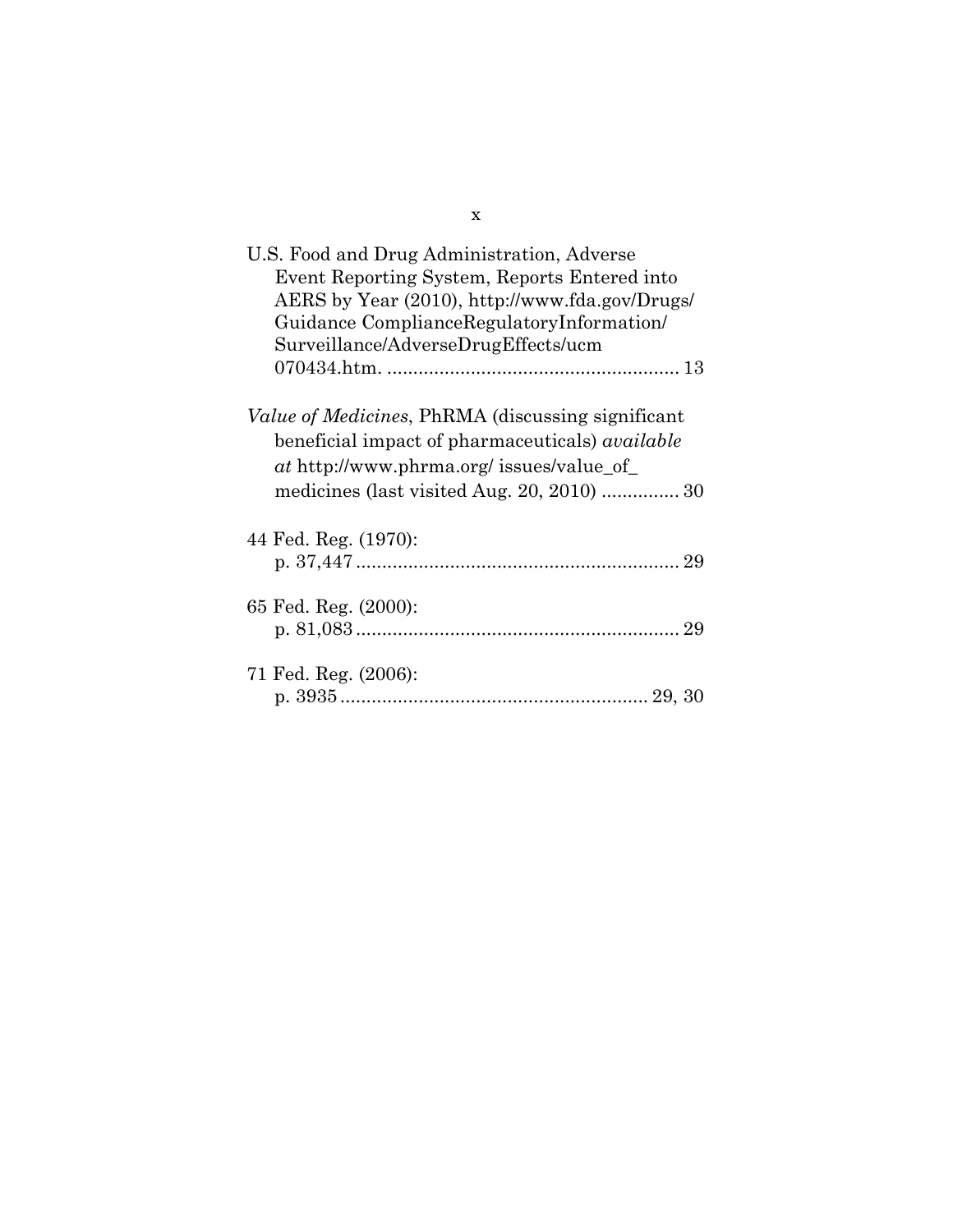U.S. Food and Drug Administration, Adverse Event Reporting System, Reports Entered into AERS by Year (2010), http://www.fda.gov/Drugs/ Guidance ComplianceRegulatoryInformation/ Surveillance/AdverseDrugEffects/ucm 070434.htm. ........................................................ 13

*Value of Medicines*, PhRMA (discussing significant beneficial impact of pharmaceuticals) *available at* http://www.phrma.org/ issues/value_of_ medicines (last visited Aug. 20, 2010) ............... 30

44 Fed. Reg. (1970):
p. 37,447 .............................................................. 29

65 Fed. Reg. (2000):
p. 81,083 .............................................................. 29

71 Fed. Reg. (2006):
p. 3935 ........................................................... 29, 30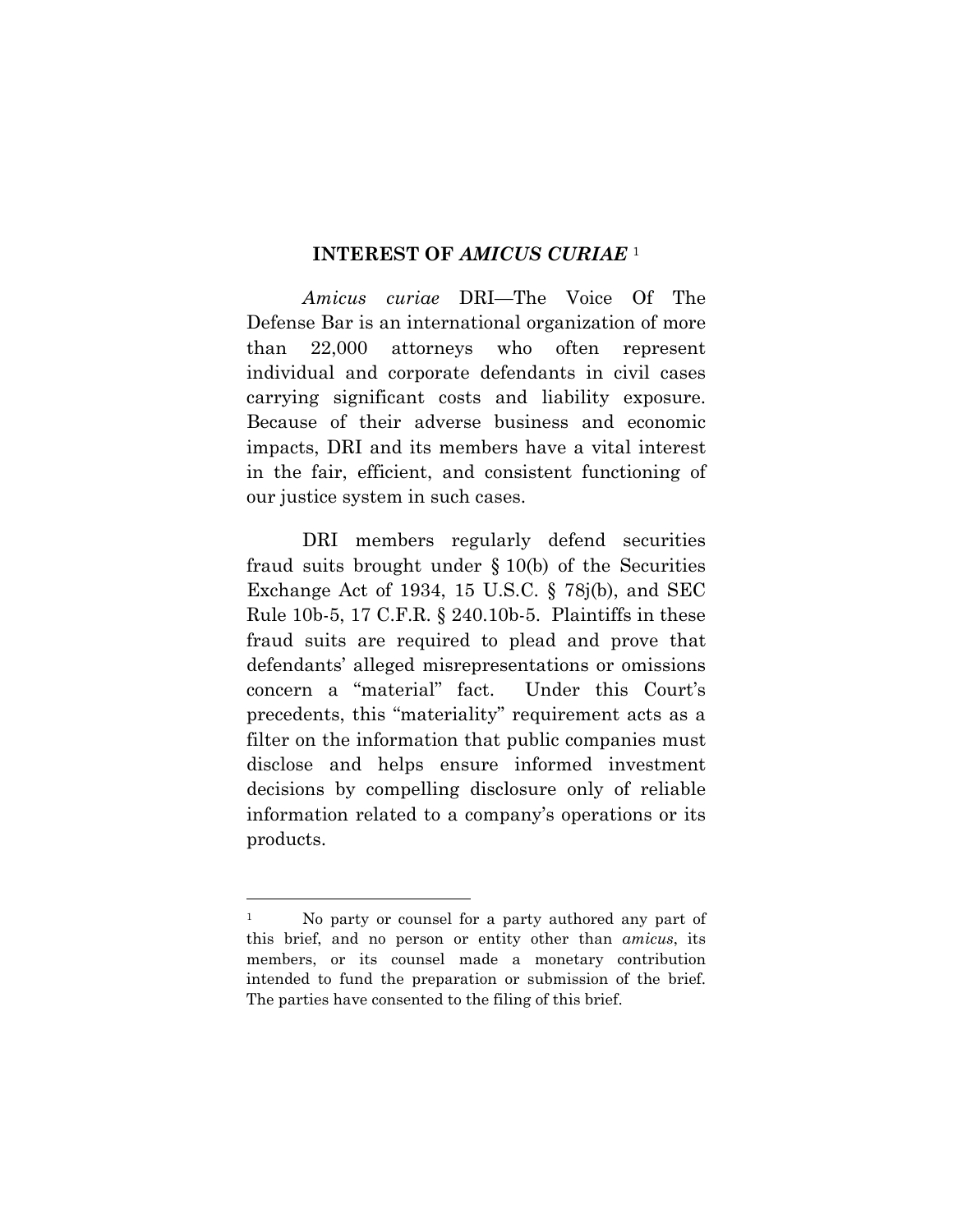## INTEREST OF *AMICUS CURIAE* [1]

*Amicus curiae* DRI—The Voice Of The Defense Bar is an international organization of more than 22,000 attorneys who often represent individual and corporate defendants in civil cases carrying significant costs and liability exposure. Because of their adverse business and economic impacts, DRI and its members have a vital interest in the fair, efficient, and consistent functioning of our justice system in such cases.

DRI members regularly defend securities fraud suits brought under § 10(b) of the Securities Exchange Act of 1934, 15 U.S.C. § 78j(b), and SEC Rule 10b-5, 17 C.F.R. § 240.10b-5. Plaintiffs in these fraud suits are required to plead and prove that defendants' alleged misrepresentations or omissions concern a "material" fact. Under this Court's precedents, this "materiality" requirement acts as a filter on the information that public companies must disclose and helps ensure informed investment decisions by compelling disclosure only of reliable information related to a company's operations or its products.

---

[1] No party or counsel for a party authored any part of this brief, and no person or entity other than *amicus*, its members, or its counsel made a monetary contribution intended to fund the preparation or submission of the brief. The parties have consented to the filing of this brief.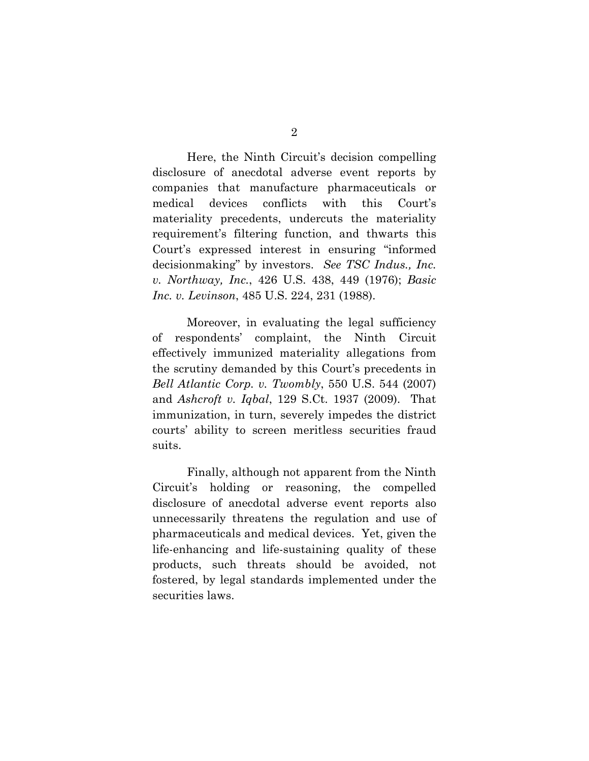Here, the Ninth Circuit's decision compelling disclosure of anecdotal adverse event reports by companies that manufacture pharmaceuticals or medical devices conflicts with this Court's materiality precedents, undercuts the materiality requirement's filtering function, and thwarts this Court's expressed interest in ensuring "informed decisionmaking" by investors. *See TSC Indus., Inc. v. Northway, Inc.*, 426 U.S. 438, 449 (1976); *Basic Inc. v. Levinson*, 485 U.S. 224, 231 (1988).

Moreover, in evaluating the legal sufficiency of respondents' complaint, the Ninth Circuit effectively immunized materiality allegations from the scrutiny demanded by this Court's precedents in *Bell Atlantic Corp. v. Twombly*, 550 U.S. 544 (2007) and *Ashcroft v. Iqbal*, 129 S.Ct. 1937 (2009). That immunization, in turn, severely impedes the district courts' ability to screen meritless securities fraud suits.

Finally, although not apparent from the Ninth Circuit's holding or reasoning, the compelled disclosure of anecdotal adverse event reports also unnecessarily threatens the regulation and use of pharmaceuticals and medical devices. Yet, given the life-enhancing and life-sustaining quality of these products, such threats should be avoided, not fostered, by legal standards implemented under the securities laws.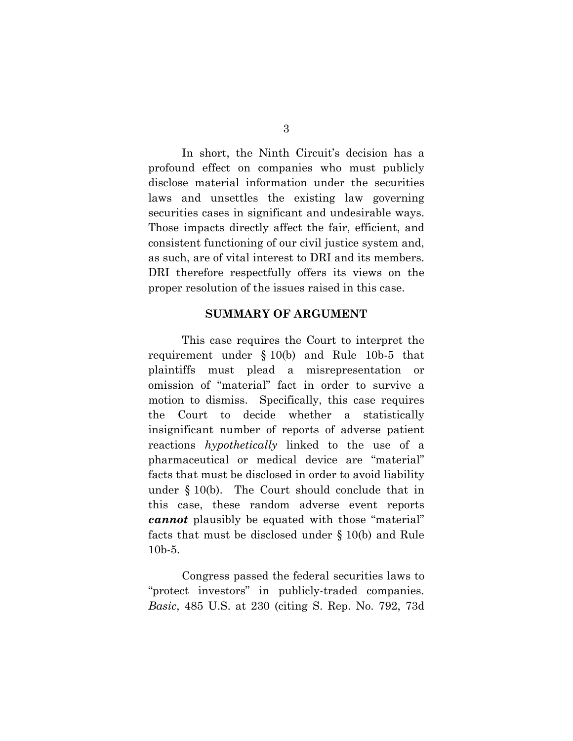In short, the Ninth Circuit's decision has a profound effect on companies who must publicly disclose material information under the securities laws and unsettles the existing law governing securities cases in significant and undesirable ways. Those impacts directly affect the fair, efficient, and consistent functioning of our civil justice system and, as such, are of vital interest to DRI and its members. DRI therefore respectfully offers its views on the proper resolution of the issues raised in this case.

## SUMMARY OF ARGUMENT

This case requires the Court to interpret the requirement under § 10(b) and Rule 10b-5 that plaintiffs must plead a misrepresentation or omission of "material" fact in order to survive a motion to dismiss. Specifically, this case requires the Court to decide whether a statistically insignificant number of reports of adverse patient reactions *hypothetically* linked to the use of a pharmaceutical or medical device are "material" facts that must be disclosed in order to avoid liability under § 10(b). The Court should conclude that in this case, these random adverse event reports ***cannot*** plausibly be equated with those "material" facts that must be disclosed under § 10(b) and Rule 10b-5.

Congress passed the federal securities laws to "protect investors" in publicly-traded companies. *Basic*, 485 U.S. at 230 (citing S. Rep. No. 792, 73d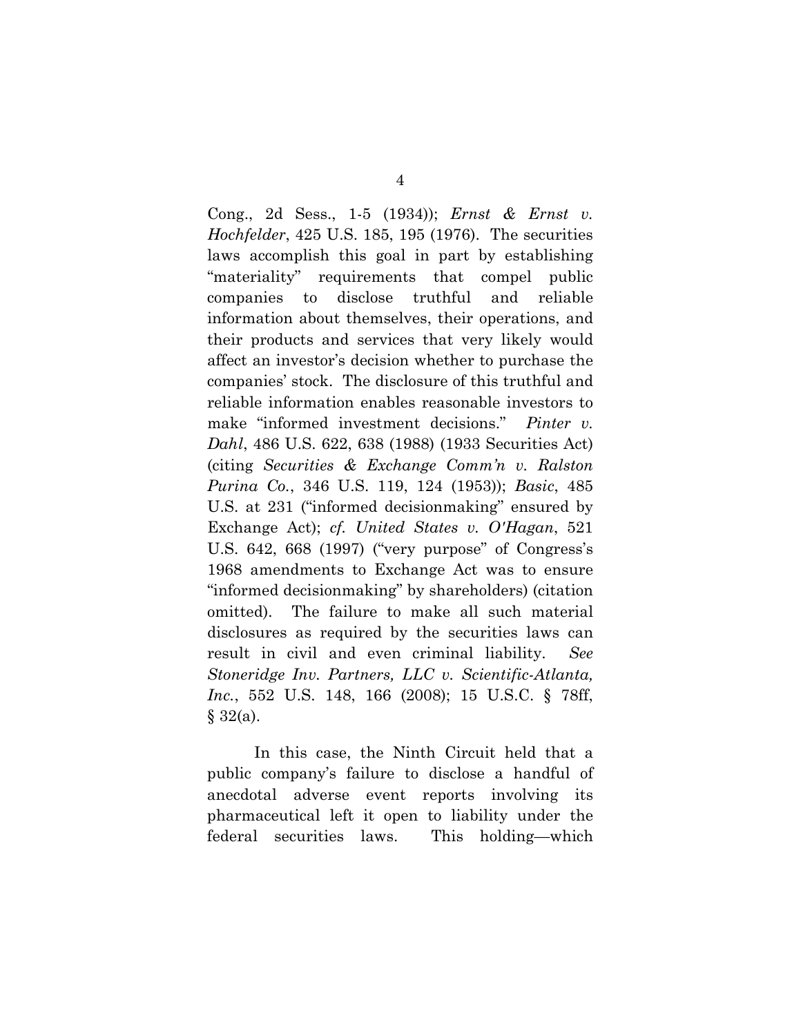Cong., 2d Sess., 1-5 (1934)); *Ernst & Ernst v. Hochfelder*, 425 U.S. 185, 195 (1976). The securities laws accomplish this goal in part by establishing "materiality" requirements that compel public companies to disclose truthful and reliable information about themselves, their operations, and their products and services that very likely would affect an investor's decision whether to purchase the companies' stock. The disclosure of this truthful and reliable information enables reasonable investors to make "informed investment decisions." *Pinter v. Dahl*, 486 U.S. 622, 638 (1988) (1933 Securities Act) (citing *Securities & Exchange Comm'n v. Ralston Purina Co.*, 346 U.S. 119, 124 (1953)); *Basic*, 485 U.S. at 231 ("informed decisionmaking" ensured by Exchange Act); *cf. United States v. O'Hagan*, 521 U.S. 642, 668 (1997) ("very purpose" of Congress's 1968 amendments to Exchange Act was to ensure "informed decisionmaking" by shareholders) (citation omitted). The failure to make all such material disclosures as required by the securities laws can result in civil and even criminal liability. *See Stoneridge Inv. Partners, LLC v. Scientific-Atlanta, Inc.*, 552 U.S. 148, 166 (2008); 15 U.S.C. § 78ff, § 32(a).

In this case, the Ninth Circuit held that a public company's failure to disclose a handful of anecdotal adverse event reports involving its pharmaceutical left it open to liability under the federal securities laws. This holding—which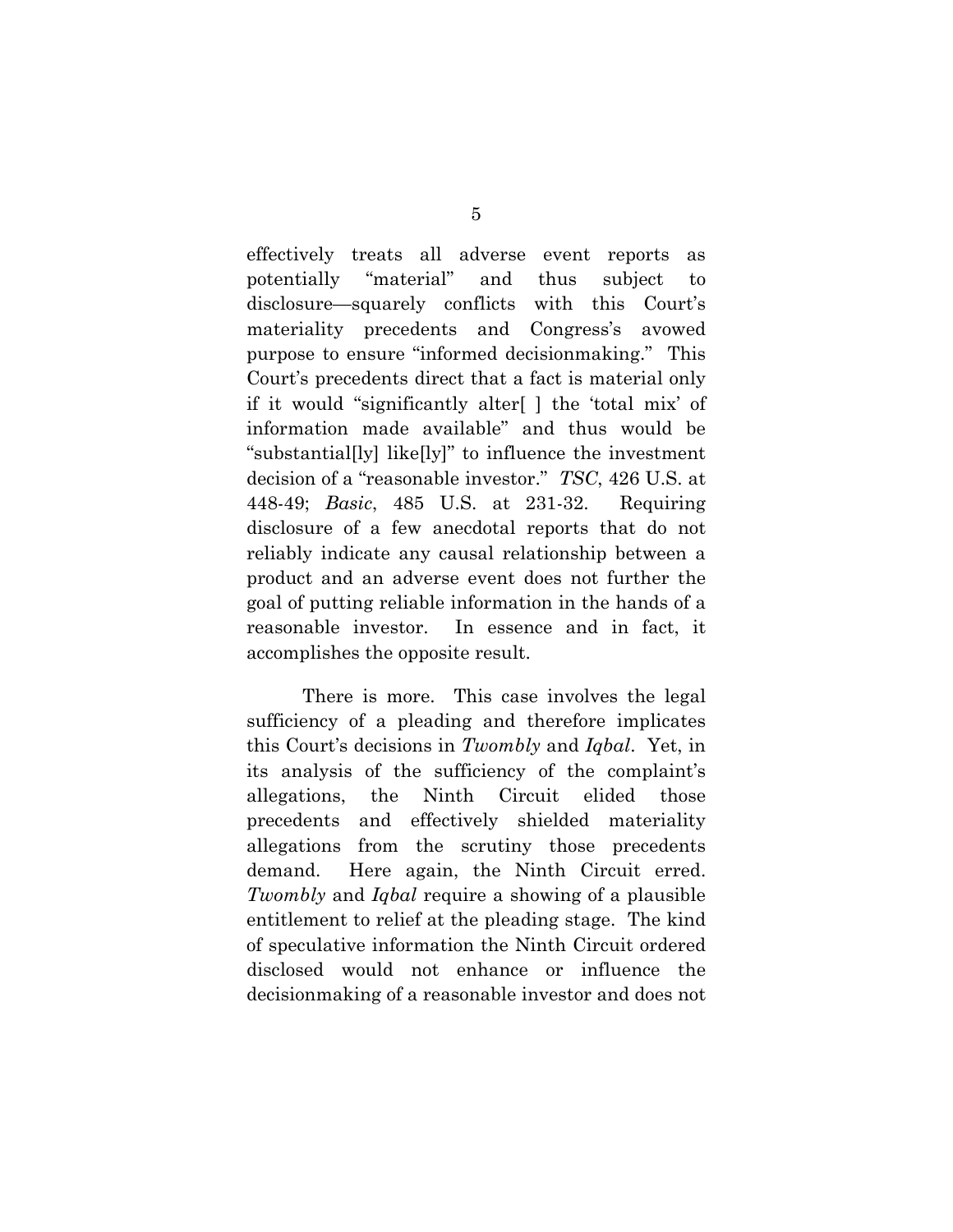effectively treats all adverse event reports as potentially "material" and thus subject to disclosure—squarely conflicts with this Court's materiality precedents and Congress's avowed purpose to ensure "informed decisionmaking." This Court's precedents direct that a fact is material only if it would "significantly alter[ ] the 'total mix' of information made available" and thus would be "substantial[ly] like[ly]" to influence the investment decision of a "reasonable investor." *TSC*, 426 U.S. at 448-49; *Basic*, 485 U.S. at 231-32. Requiring disclosure of a few anecdotal reports that do not reliably indicate any causal relationship between a product and an adverse event does not further the goal of putting reliable information in the hands of a reasonable investor. In essence and in fact, it accomplishes the opposite result.

There is more. This case involves the legal sufficiency of a pleading and therefore implicates this Court's decisions in *Twombly* and *Iqbal*. Yet, in its analysis of the sufficiency of the complaint's allegations, the Ninth Circuit elided those precedents and effectively shielded materiality allegations from the scrutiny those precedents demand. Here again, the Ninth Circuit erred. *Twombly* and *Iqbal* require a showing of a plausible entitlement to relief at the pleading stage. The kind of speculative information the Ninth Circuit ordered disclosed would not enhance or influence the decisionmaking of a reasonable investor and does not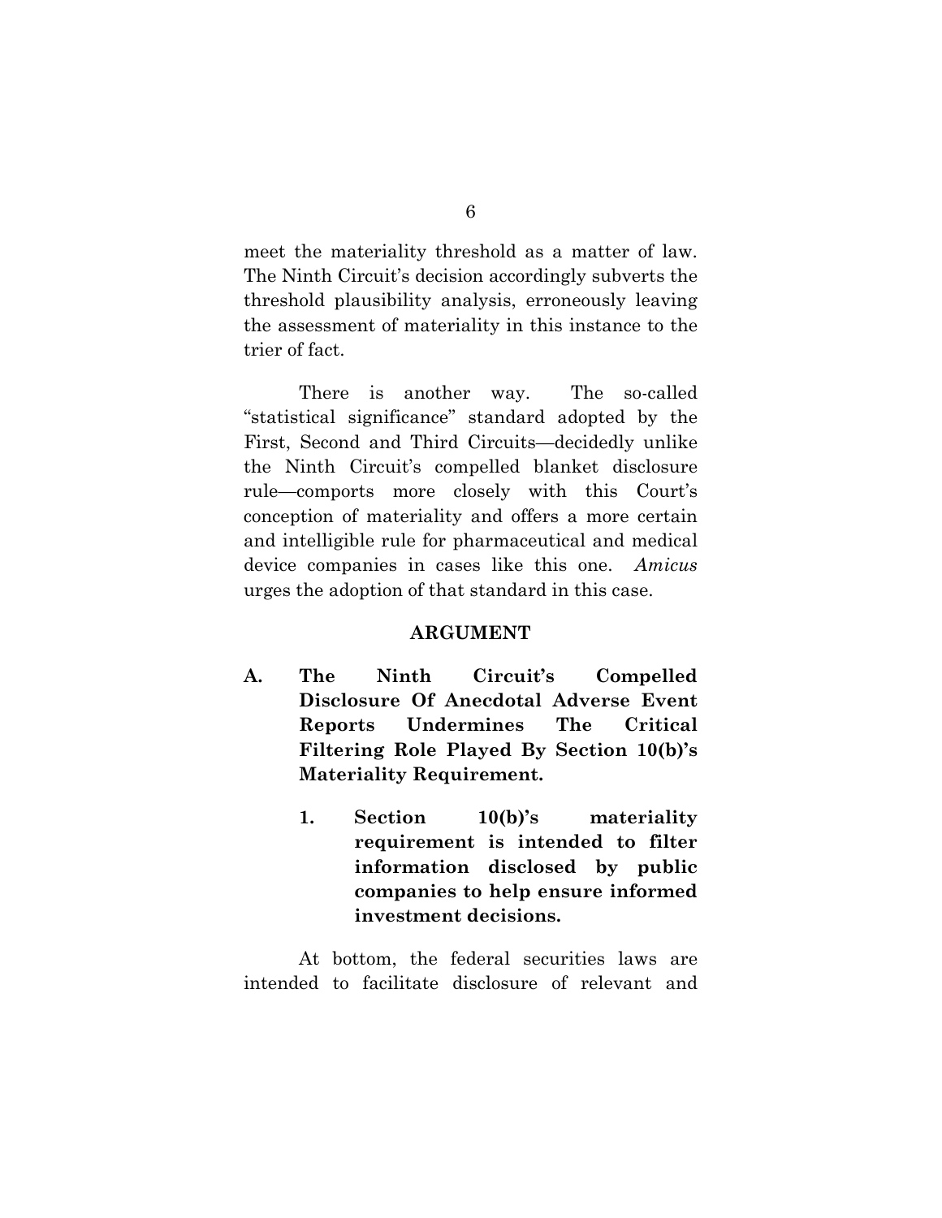meet the materiality threshold as a matter of law. The Ninth Circuit's decision accordingly subverts the threshold plausibility analysis, erroneously leaving the assessment of materiality in this instance to the trier of fact.

There is another way. The so-called "statistical significance" standard adopted by the First, Second and Third Circuits—decidedly unlike the Ninth Circuit's compelled blanket disclosure rule—comports more closely with this Court's conception of materiality and offers a more certain and intelligible rule for pharmaceutical and medical device companies in cases like this one. *Amicus* urges the adoption of that standard in this case.

## ARGUMENT

### A. The Ninth Circuit's Compelled Disclosure Of Anecdotal Adverse Event Reports Undermines The Critical Filtering Role Played By Section 10(b)'s Materiality Requirement.

#### 1. Section 10(b)'s materiality requirement is intended to filter information disclosed by public companies to help ensure informed investment decisions.

At bottom, the federal securities laws are intended to facilitate disclosure of relevant and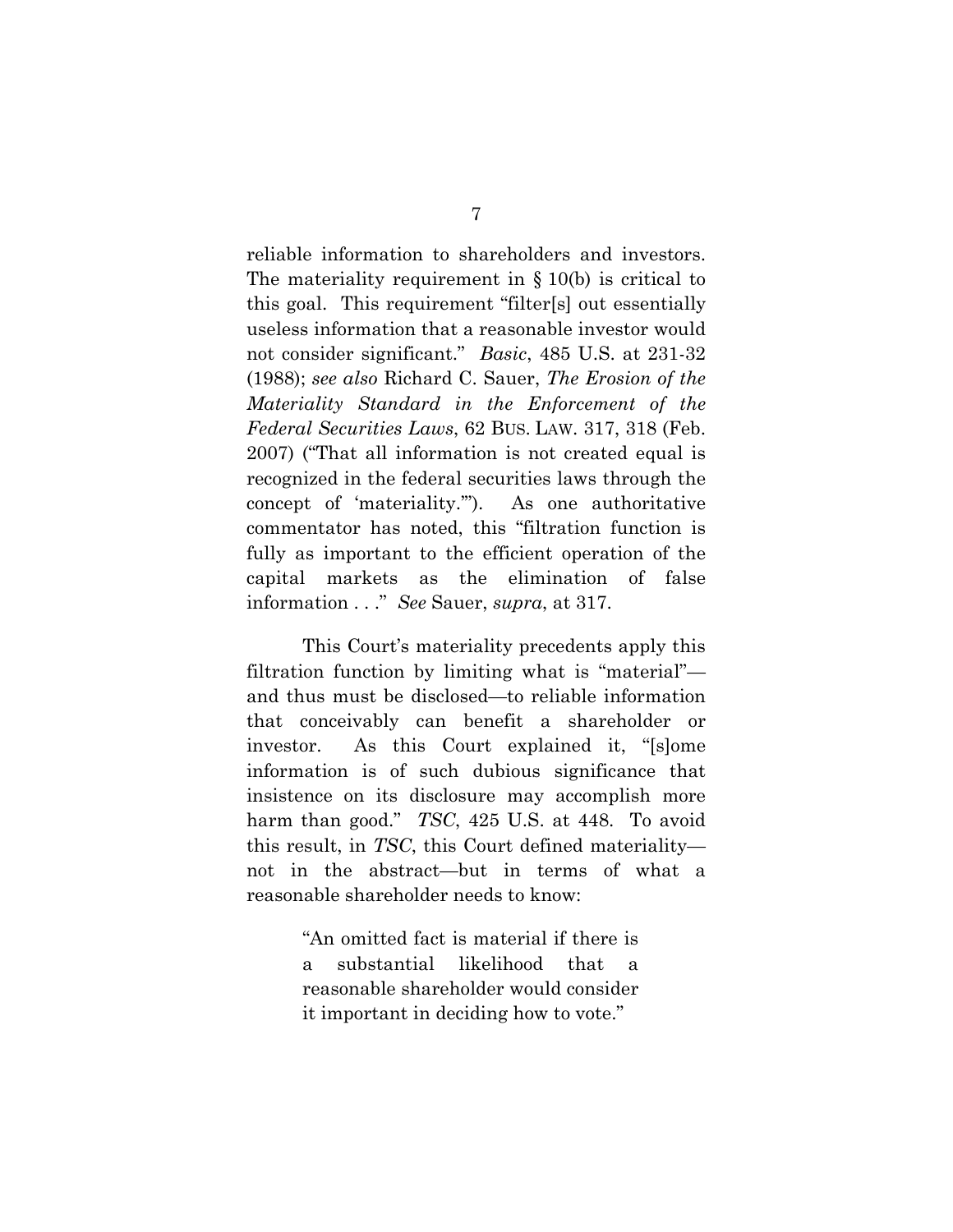reliable information to shareholders and investors. The materiality requirement in § 10(b) is critical to this goal. This requirement "filter[s] out essentially useless information that a reasonable investor would not consider significant." *Basic*, 485 U.S. at 231-32 (1988); *see also* Richard C. Sauer, *The Erosion of the Materiality Standard in the Enforcement of the Federal Securities Laws*, 62 BUS. LAW. 317, 318 (Feb. 2007) ("That all information is not created equal is recognized in the federal securities laws through the concept of 'materiality.'"). As one authoritative commentator has noted, this "filtration function is fully as important to the efficient operation of the capital markets as the elimination of false information . . ." *See* Sauer, *supra*, at 317.

This Court's materiality precedents apply this filtration function by limiting what is "material"—and thus must be disclosed—to reliable information that conceivably can benefit a shareholder or investor. As this Court explained it, "[s]ome information is of such dubious significance that insistence on its disclosure may accomplish more harm than good." *TSC*, 425 U.S. at 448. To avoid this result, in *TSC*, this Court defined materiality—not in the abstract—but in terms of what a reasonable shareholder needs to know:

> "An omitted fact is material if there is a substantial likelihood that a reasonable shareholder would consider it important in deciding how to vote."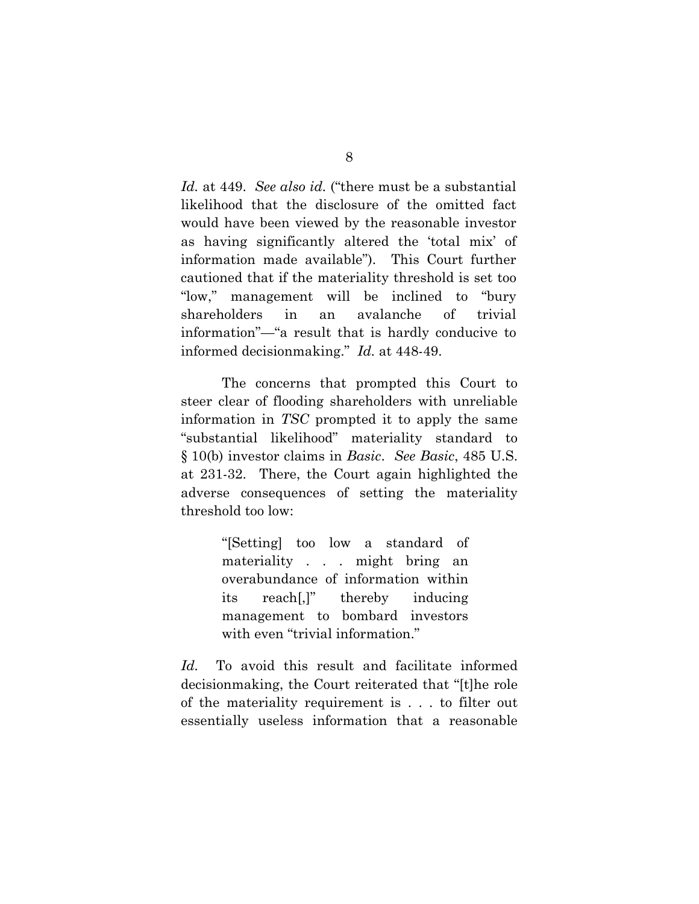*Id.* at 449. *See also id.* ("there must be a substantial likelihood that the disclosure of the omitted fact would have been viewed by the reasonable investor as having significantly altered the 'total mix' of information made available"). This Court further cautioned that if the materiality threshold is set too "low," management will be inclined to "bury shareholders in an avalanche of trivial information"—"a result that is hardly conducive to informed decisionmaking." *Id.* at 448-49.

The concerns that prompted this Court to steer clear of flooding shareholders with unreliable information in *TSC* prompted it to apply the same "substantial likelihood" materiality standard to § 10(b) investor claims in *Basic*. *See Basic*, 485 U.S. at 231-32. There, the Court again highlighted the adverse consequences of setting the materiality threshold too low:

> "[Setting] too low a standard of materiality . . . might bring an overabundance of information within its reach[,]" thereby inducing management to bombard investors with even "trivial information."

*Id.* To avoid this result and facilitate informed decisionmaking, the Court reiterated that "[t]he role of the materiality requirement is . . . to filter out essentially useless information that a reasonable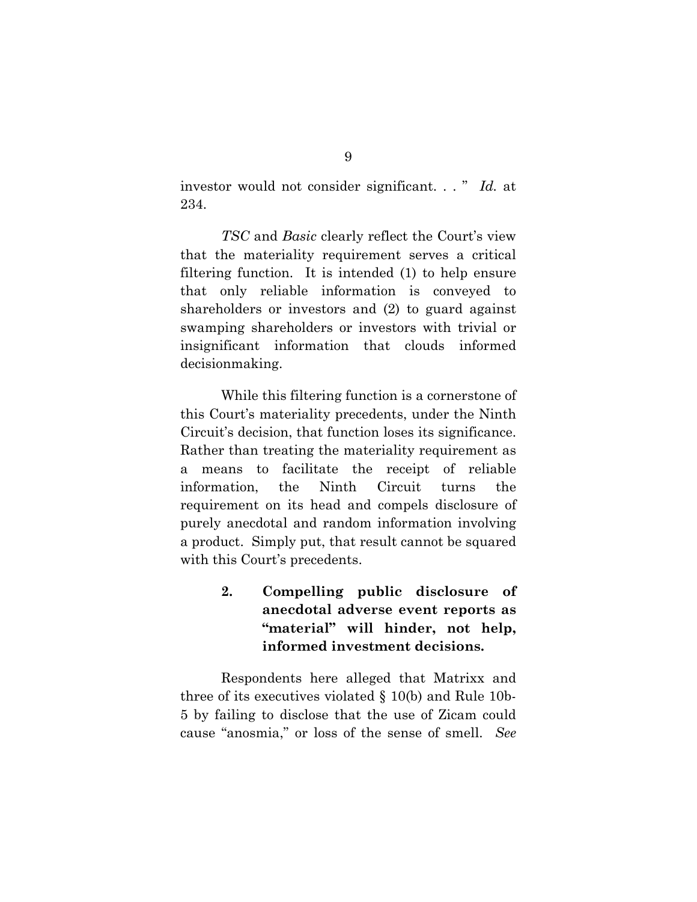investor would not consider significant. . . " *Id.* at 234.

*TSC* and *Basic* clearly reflect the Court's view that the materiality requirement serves a critical filtering function. It is intended (1) to help ensure that only reliable information is conveyed to shareholders or investors and (2) to guard against swamping shareholders or investors with trivial or insignificant information that clouds informed decisionmaking.

While this filtering function is a cornerstone of this Court's materiality precedents, under the Ninth Circuit's decision, that function loses its significance. Rather than treating the materiality requirement as a means to facilitate the receipt of reliable information, the Ninth Circuit turns the requirement on its head and compels disclosure of purely anecdotal and random information involving a product. Simply put, that result cannot be squared with this Court's precedents.

### 2. Compelling public disclosure of anecdotal adverse event reports as "material" will hinder, not help, informed investment decisions.

Respondents here alleged that Matrixx and three of its executives violated § 10(b) and Rule 10b-5 by failing to disclose that the use of Zicam could cause "anosmia," or loss of the sense of smell. *See*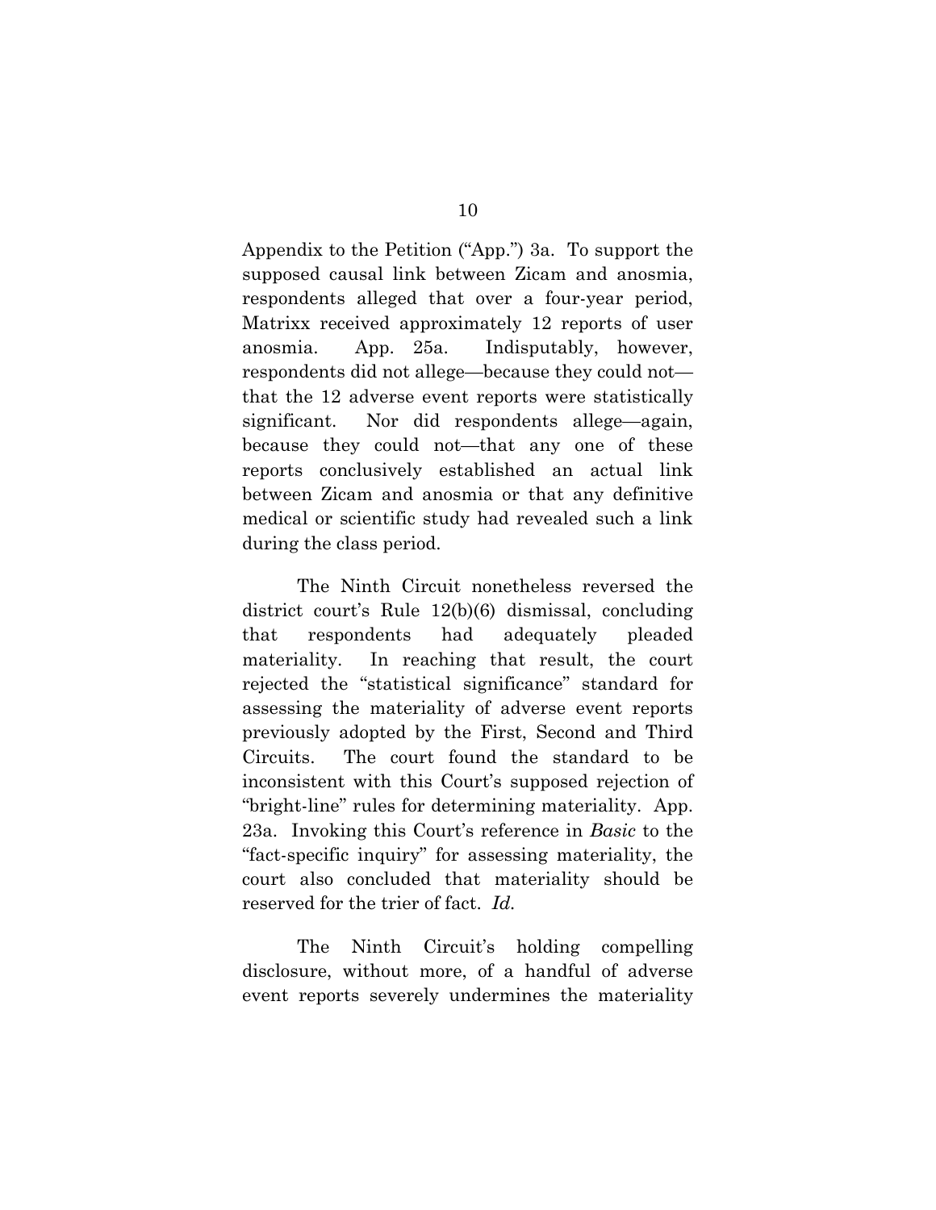Appendix to the Petition ("App.") 3a. To support the supposed causal link between Zicam and anosmia, respondents alleged that over a four-year period, Matrixx received approximately 12 reports of user anosmia. App. 25a. Indisputably, however, respondents did not allege—because they could not—that the 12 adverse event reports were statistically significant. Nor did respondents allege—again, because they could not—that any one of these reports conclusively established an actual link between Zicam and anosmia or that any definitive medical or scientific study had revealed such a link during the class period.

The Ninth Circuit nonetheless reversed the district court's Rule 12(b)(6) dismissal, concluding that respondents had adequately pleaded materiality. In reaching that result, the court rejected the "statistical significance" standard for assessing the materiality of adverse event reports previously adopted by the First, Second and Third Circuits. The court found the standard to be inconsistent with this Court's supposed rejection of "bright-line" rules for determining materiality. App. 23a. Invoking this Court's reference in *Basic* to the "fact-specific inquiry" for assessing materiality, the court also concluded that materiality should be reserved for the trier of fact. *Id.*

The Ninth Circuit's holding compelling disclosure, without more, of a handful of adverse event reports severely undermines the materiality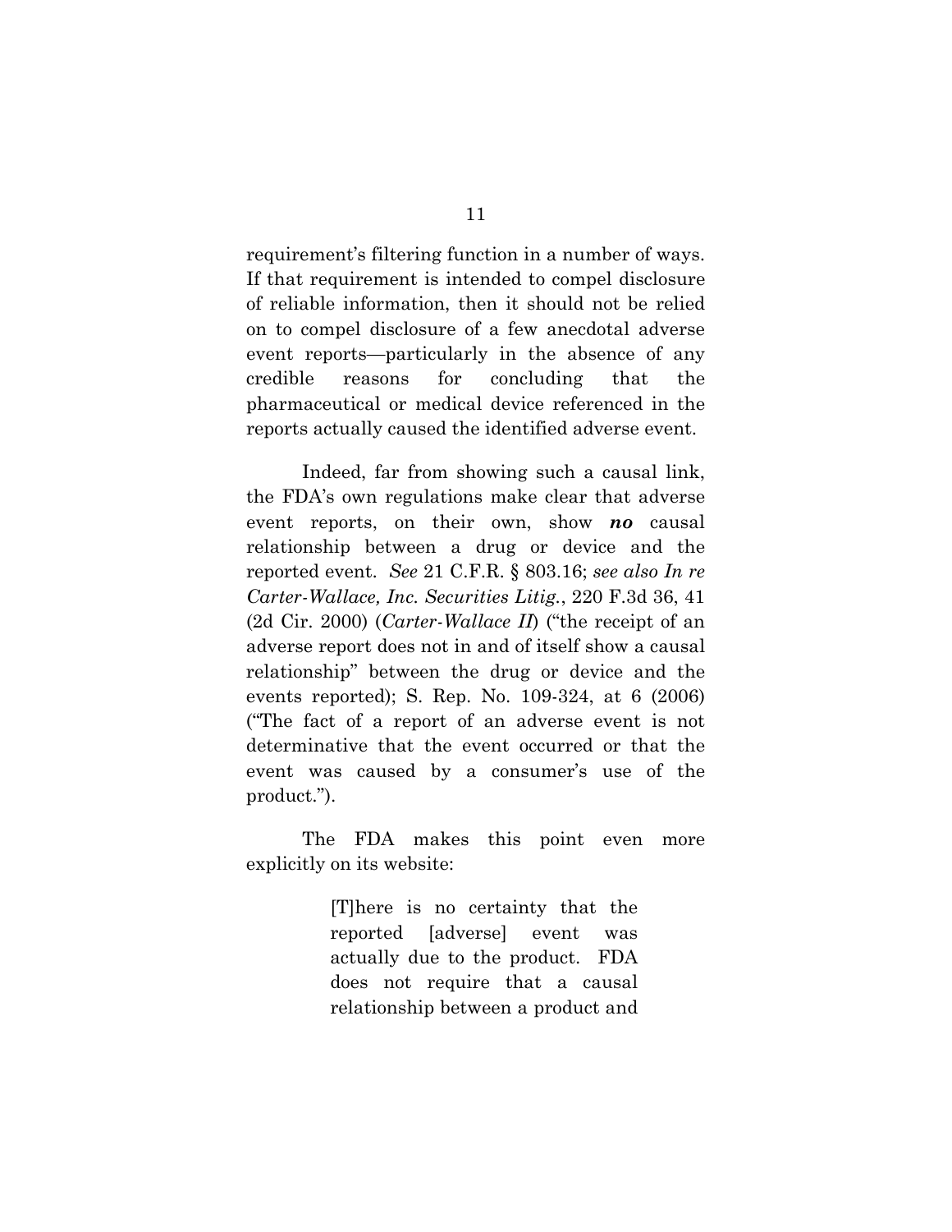requirement's filtering function in a number of ways. If that requirement is intended to compel disclosure of reliable information, then it should not be relied on to compel disclosure of a few anecdotal adverse event reports—particularly in the absence of any credible reasons for concluding that the pharmaceutical or medical device referenced in the reports actually caused the identified adverse event.

Indeed, far from showing such a causal link, the FDA's own regulations make clear that adverse event reports, on their own, show ***no*** causal relationship between a drug or device and the reported event. *See* 21 C.F.R. § 803.16; *see also In re Carter-Wallace, Inc. Securities Litig.*, 220 F.3d 36, 41 (2d Cir. 2000) (*Carter-Wallace II*) ("the receipt of an adverse report does not in and of itself show a causal relationship" between the drug or device and the events reported); S. Rep. No. 109-324, at 6 (2006) ("The fact of a report of an adverse event is not determinative that the event occurred or that the event was caused by a consumer's use of the product.").

The FDA makes this point even more explicitly on its website:

> [T]here is no certainty that the reported [adverse] event was actually due to the product. FDA does not require that a causal relationship between a product and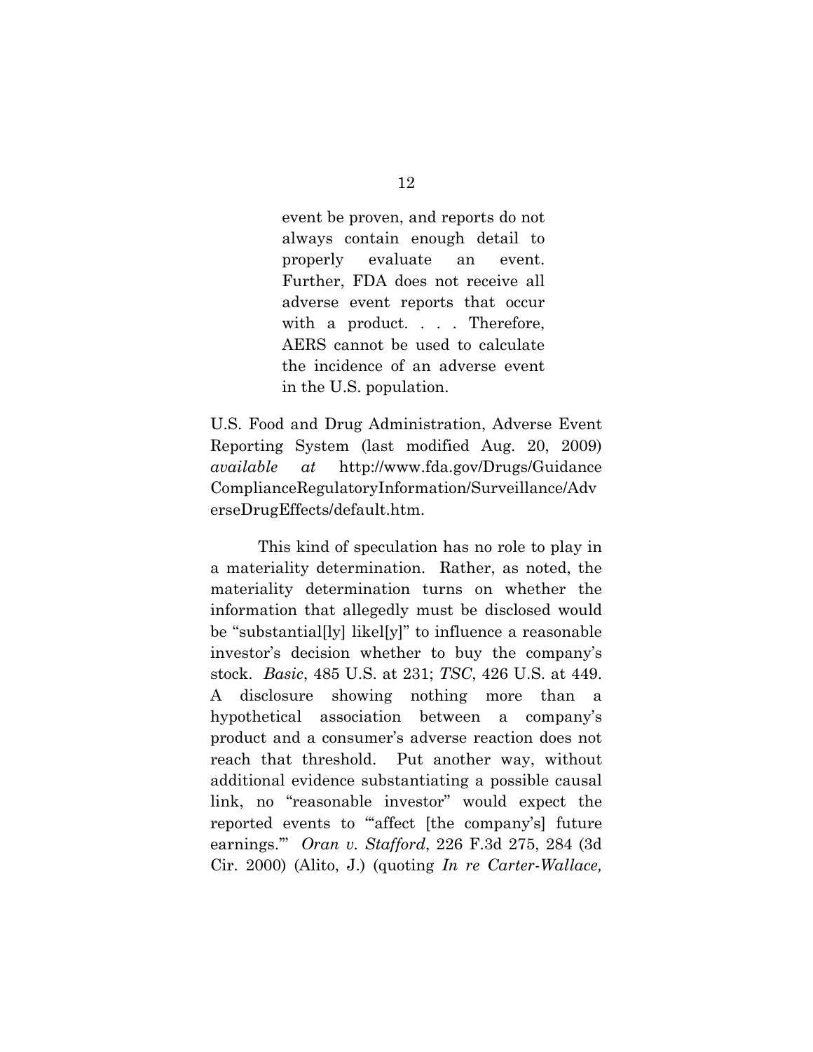> event be proven, and reports do not always contain enough detail to properly evaluate an event. Further, FDA does not receive all adverse event reports that occur with a product. . . . Therefore, AERS cannot be used to calculate the incidence of an adverse event in the U.S. population.

U.S. Food and Drug Administration, Adverse Event Reporting System (last modified Aug. 20, 2009) *available at* http://www.fda.gov/Drugs/GuidanceComplianceRegulatoryInformation/Surveillance/AdverseDrugEffects/default.htm.

This kind of speculation has no role to play in a materiality determination. Rather, as noted, the materiality determination turns on whether the information that allegedly must be disclosed would be "substantial[ly] likel[y]" to influence a reasonable investor's decision whether to buy the company's stock. *Basic*, 485 U.S. at 231; *TSC*, 426 U.S. at 449. A disclosure showing nothing more than a hypothetical association between a company's product and a consumer's adverse reaction does not reach that threshold. Put another way, without additional evidence substantiating a possible causal link, no "reasonable investor" would expect the reported events to "'affect [the company's] future earnings.'" *Oran v. Stafford*, 226 F.3d 275, 284 (3d Cir. 2000) (Alito, J.) (quoting *In re Carter-Wallace,*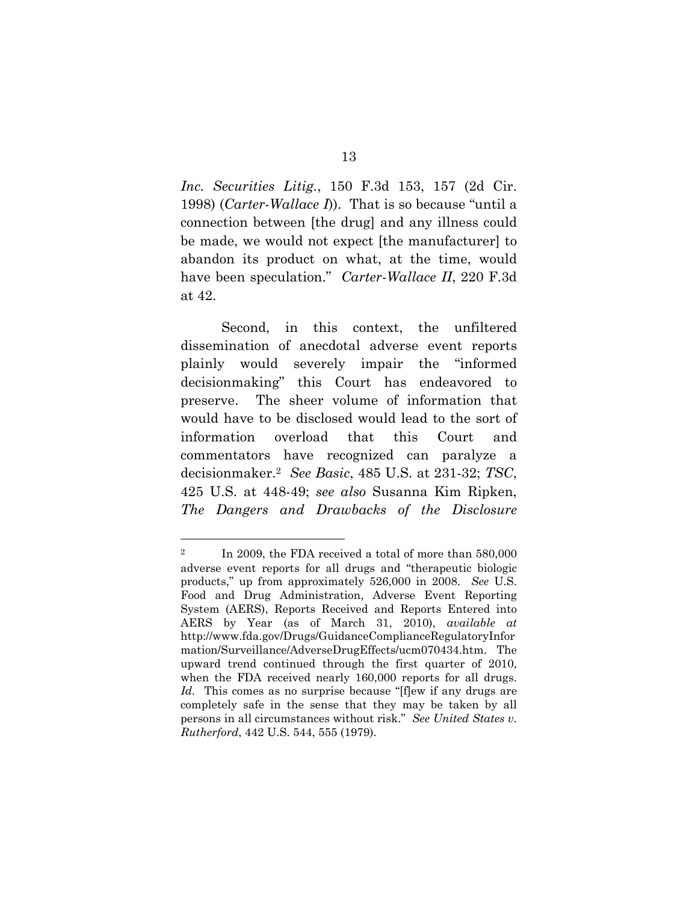*Inc. Securities Litig.*, 150 F.3d 153, 157 (2d Cir. 1998) (*Carter-Wallace I*)). That is so because "until a connection between [the drug] and any illness could be made, we would not expect [the manufacturer] to abandon its product on what, at the time, would have been speculation." *Carter-Wallace II*, 220 F.3d at 42.

Second, in this context, the unfiltered dissemination of anecdotal adverse event reports plainly would severely impair the "informed decisionmaking" this Court has endeavored to preserve. The sheer volume of information that would have to be disclosed would lead to the sort of information overload that this Court and commentators have recognized can paralyze a decisionmaker.[2] *See Basic*, 485 U.S. at 231-32; *TSC*, 425 U.S. at 448-49; *see also* Susanna Kim Ripken, *The Dangers and Drawbacks of the Disclosure*

---

[2] In 2009, the FDA received a total of more than 580,000 adverse event reports for all drugs and "therapeutic biologic products," up from approximately 526,000 in 2008. *See* U.S. Food and Drug Administration, Adverse Event Reporting System (AERS), Reports Received and Reports Entered into AERS by Year (as of March 31, 2010), *available at* http://www.fda.gov/Drugs/GuidanceComplianceRegulatoryInformation/Surveillance/AdverseDrugEffects/ucm070434.htm. The upward trend continued through the first quarter of 2010, when the FDA received nearly 160,000 reports for all drugs. *Id.* This comes as no surprise because "[f]ew if any drugs are completely safe in the sense that they may be taken by all persons in all circumstances without risk." *See United States v. Rutherford*, 442 U.S. 544, 555 (1979).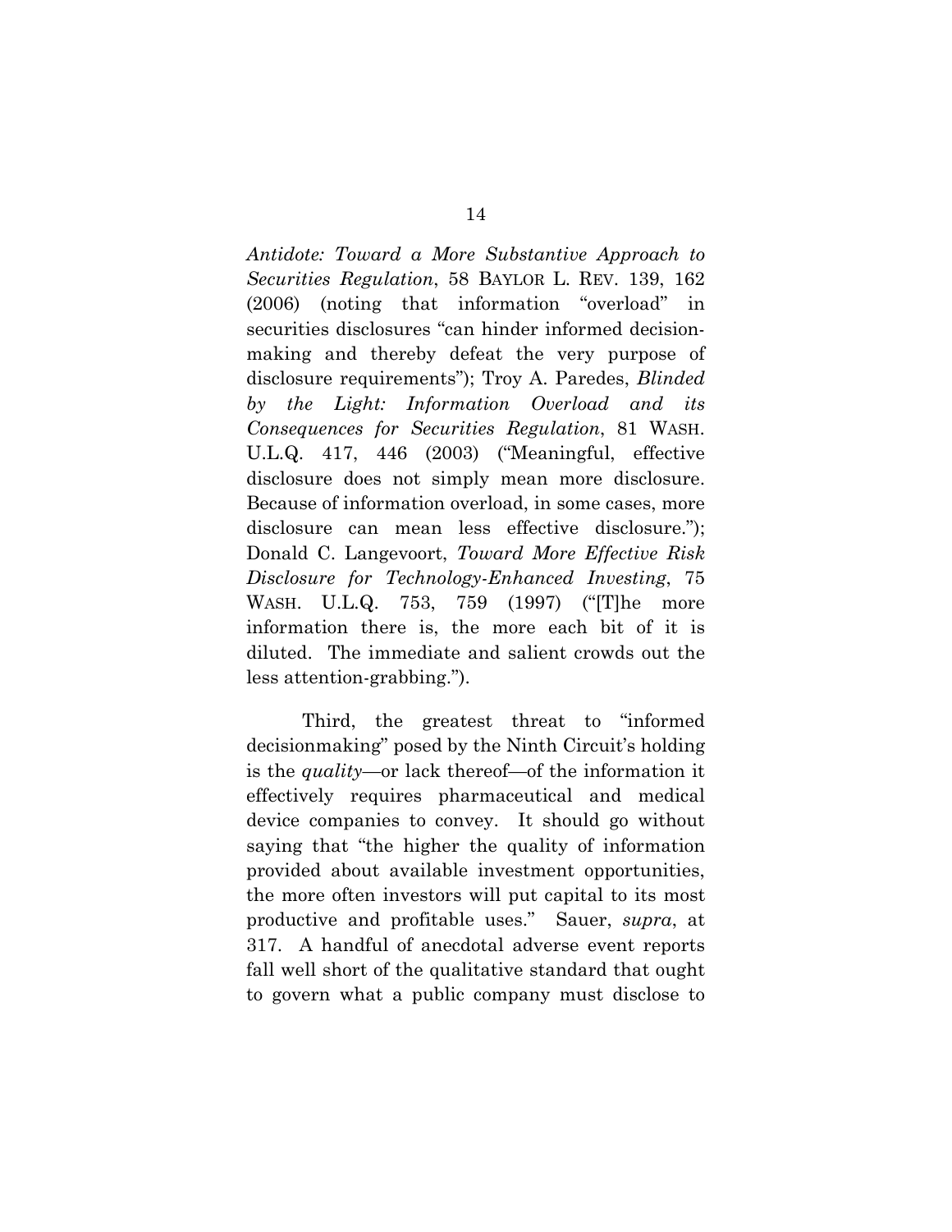*Antidote: Toward a More Substantive Approach to Securities Regulation*, 58 BAYLOR L. REV. 139, 162 (2006) (noting that information "overload" in securities disclosures "can hinder informed decision-making and thereby defeat the very purpose of disclosure requirements"); Troy A. Paredes, *Blinded by the Light: Information Overload and its Consequences for Securities Regulation*, 81 WASH. U.L.Q. 417, 446 (2003) ("Meaningful, effective disclosure does not simply mean more disclosure. Because of information overload, in some cases, more disclosure can mean less effective disclosure."); Donald C. Langevoort, *Toward More Effective Risk Disclosure for Technology-Enhanced Investing*, 75 WASH. U.L.Q. 753, 759 (1997) ("[T]he more information there is, the more each bit of it is diluted. The immediate and salient crowds out the less attention-grabbing.").

Third, the greatest threat to "informed decisionmaking" posed by the Ninth Circuit's holding is the *quality*—or lack thereof—of the information it effectively requires pharmaceutical and medical device companies to convey. It should go without saying that "the higher the quality of information provided about available investment opportunities, the more often investors will put capital to its most productive and profitable uses." Sauer, *supra*, at 317. A handful of anecdotal adverse event reports fall well short of the qualitative standard that ought to govern what a public company must disclose to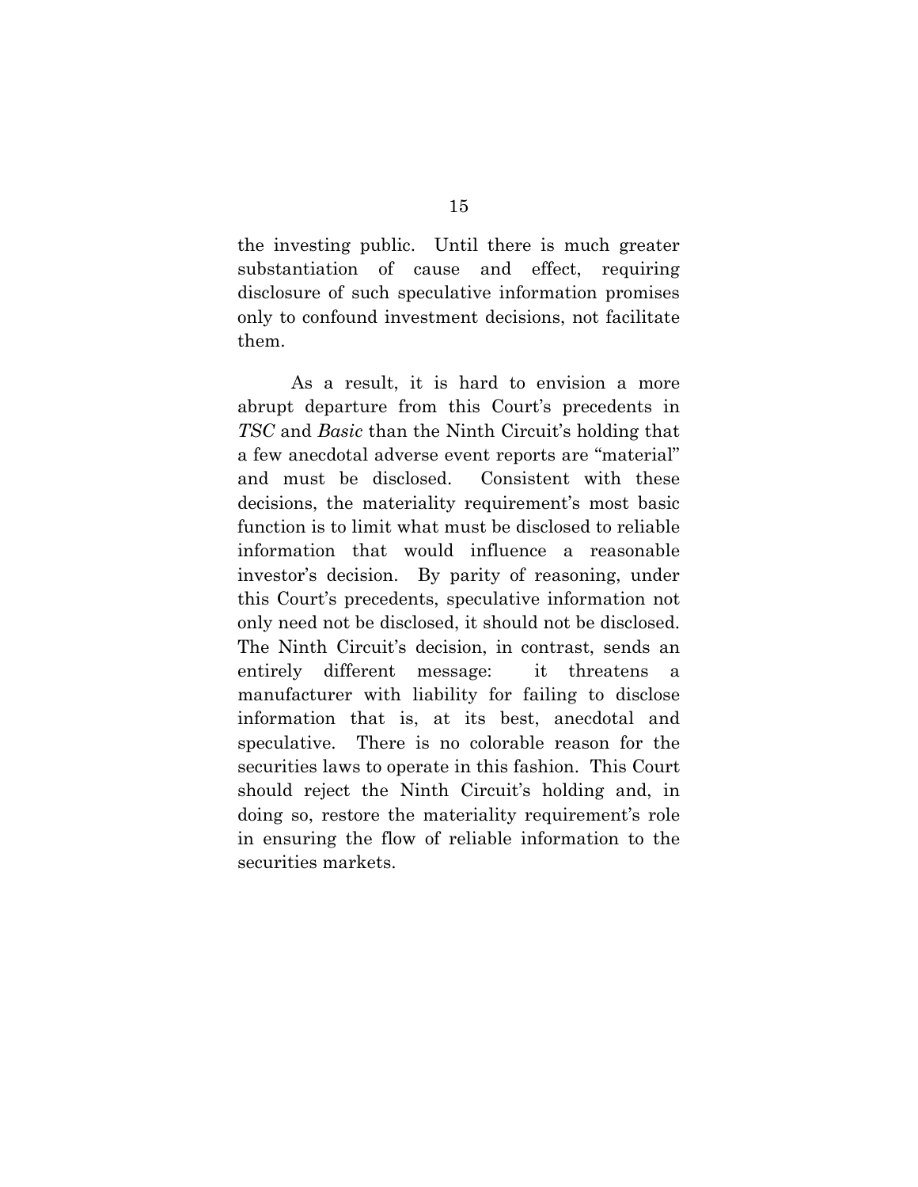the investing public. Until there is much greater substantiation of cause and effect, requiring disclosure of such speculative information promises only to confound investment decisions, not facilitate them.

As a result, it is hard to envision a more abrupt departure from this Court's precedents in *TSC* and *Basic* than the Ninth Circuit's holding that a few anecdotal adverse event reports are "material" and must be disclosed. Consistent with these decisions, the materiality requirement's most basic function is to limit what must be disclosed to reliable information that would influence a reasonable investor's decision. By parity of reasoning, under this Court's precedents, speculative information not only need not be disclosed, it should not be disclosed. The Ninth Circuit's decision, in contrast, sends an entirely different message: it threatens a manufacturer with liability for failing to disclose information that is, at its best, anecdotal and speculative. There is no colorable reason for the securities laws to operate in this fashion. This Court should reject the Ninth Circuit's holding and, in doing so, restore the materiality requirement's role in ensuring the flow of reliable information to the securities markets.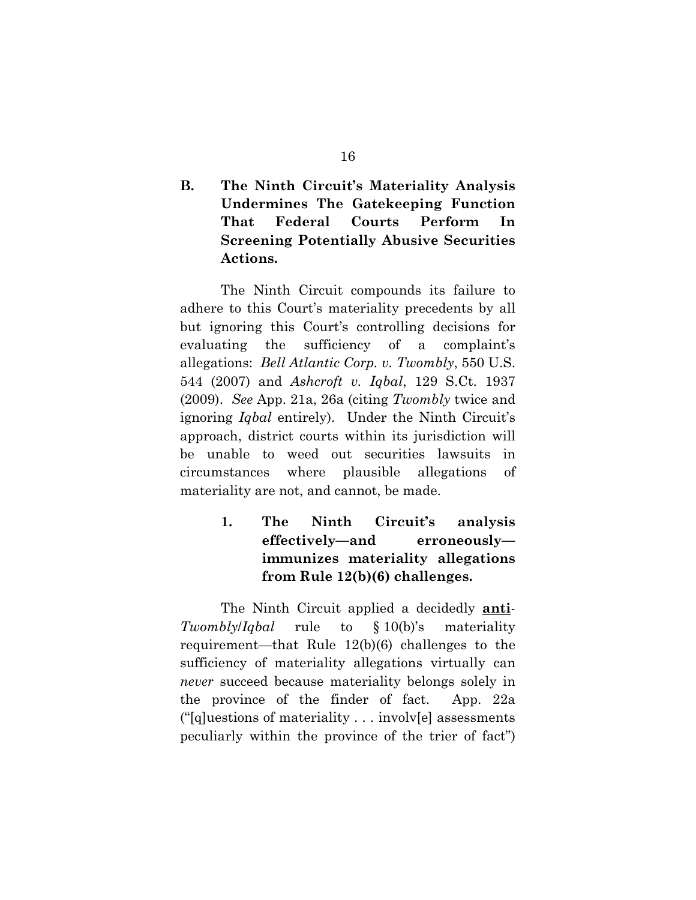## B. The Ninth Circuit's Materiality Analysis Undermines The Gatekeeping Function That Federal Courts Perform In Screening Potentially Abusive Securities Actions.

The Ninth Circuit compounds its failure to adhere to this Court's materiality precedents by all but ignoring this Court's controlling decisions for evaluating the sufficiency of a complaint's allegations: *Bell Atlantic Corp. v. Twombly*, 550 U.S. 544 (2007) and *Ashcroft v. Iqbal*, 129 S.Ct. 1937 (2009). *See* App. 21a, 26a (citing *Twombly* twice and ignoring *Iqbal* entirely). Under the Ninth Circuit's approach, district courts within its jurisdiction will be unable to weed out securities lawsuits in circumstances where plausible allegations of materiality are not, and cannot, be made.

### 1. The Ninth Circuit's analysis effectively—and erroneously—immunizes materiality allegations from Rule 12(b)(6) challenges.

The Ninth Circuit applied a decidedly **<u>anti</u>**-*Twombly*/*Iqbal* rule to § 10(b)'s materiality requirement—that Rule 12(b)(6) challenges to the sufficiency of materiality allegations virtually can *never* succeed because materiality belongs solely in the province of the finder of fact. App. 22a ("[q]uestions of materiality . . . involv[e] assessments peculiarly within the province of the trier of fact")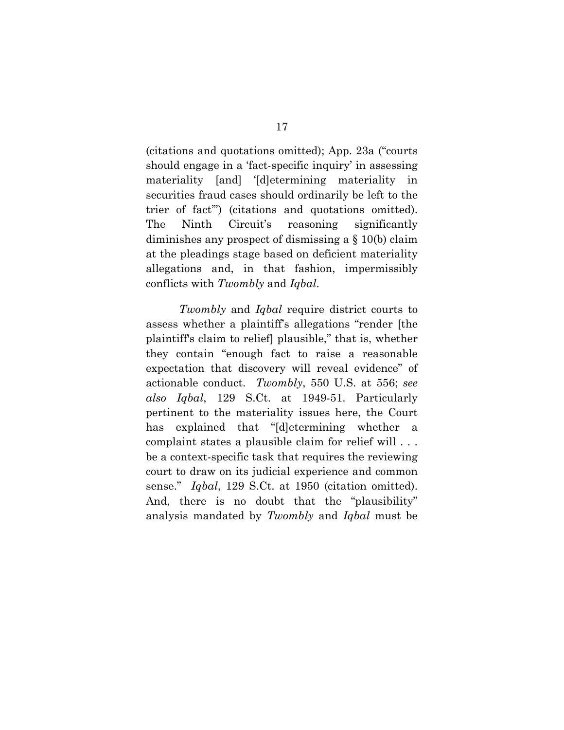(citations and quotations omitted); App. 23a ("courts should engage in a 'fact-specific inquiry' in assessing materiality [and] '[d]etermining materiality in securities fraud cases should ordinarily be left to the trier of fact'") (citations and quotations omitted). The Ninth Circuit's reasoning significantly diminishes any prospect of dismissing a § 10(b) claim at the pleadings stage based on deficient materiality allegations and, in that fashion, impermissibly conflicts with *Twombly* and *Iqbal*.

*Twombly* and *Iqbal* require district courts to assess whether a plaintiff's allegations "render [the plaintiff's claim to relief] plausible," that is, whether they contain "enough fact to raise a reasonable expectation that discovery will reveal evidence" of actionable conduct. *Twombly*, 550 U.S. at 556; *see also Iqbal*, 129 S.Ct. at 1949-51. Particularly pertinent to the materiality issues here, the Court has explained that "[d]etermining whether a complaint states a plausible claim for relief will . . . be a context-specific task that requires the reviewing court to draw on its judicial experience and common sense." *Iqbal*, 129 S.Ct. at 1950 (citation omitted). And, there is no doubt that the "plausibility" analysis mandated by *Twombly* and *Iqbal* must be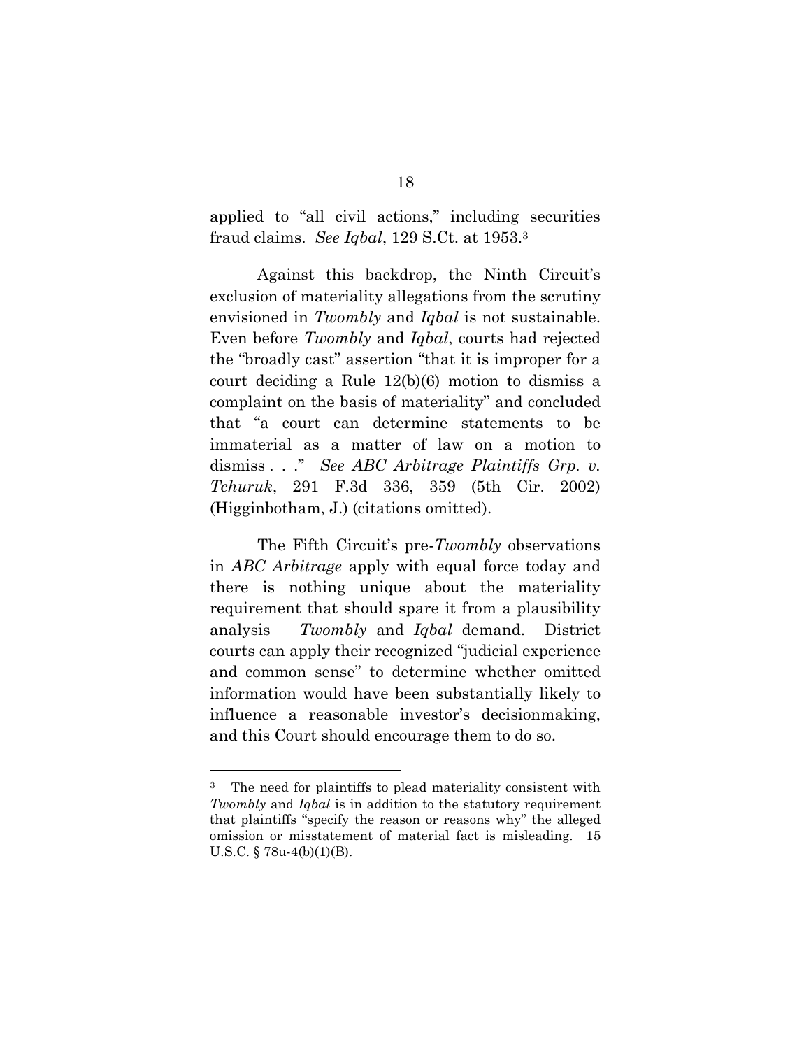applied to "all civil actions," including securities fraud claims. *See Iqbal*, 129 S.Ct. at 1953.[3]

Against this backdrop, the Ninth Circuit's exclusion of materiality allegations from the scrutiny envisioned in *Twombly* and *Iqbal* is not sustainable. Even before *Twombly* and *Iqbal*, courts had rejected the "broadly cast" assertion "that it is improper for a court deciding a Rule 12(b)(6) motion to dismiss a complaint on the basis of materiality" and concluded that "a court can determine statements to be immaterial as a matter of law on a motion to dismiss . . ." *See ABC Arbitrage Plaintiffs Grp. v. Tchuruk*, 291 F.3d 336, 359 (5th Cir. 2002) (Higginbotham, J.) (citations omitted).

The Fifth Circuit's pre-*Twombly* observations in *ABC Arbitrage* apply with equal force today and there is nothing unique about the materiality requirement that should spare it from a plausibility analysis *Twombly* and *Iqbal* demand. District courts can apply their recognized "judicial experience and common sense" to determine whether omitted information would have been substantially likely to influence a reasonable investor's decisionmaking, and this Court should encourage them to do so.

---

[3] The need for plaintiffs to plead materiality consistent with *Twombly* and *Iqbal* is in addition to the statutory requirement that plaintiffs "specify the reason or reasons why" the alleged omission or misstatement of material fact is misleading. 15 U.S.C. § 78u-4(b)(1)(B).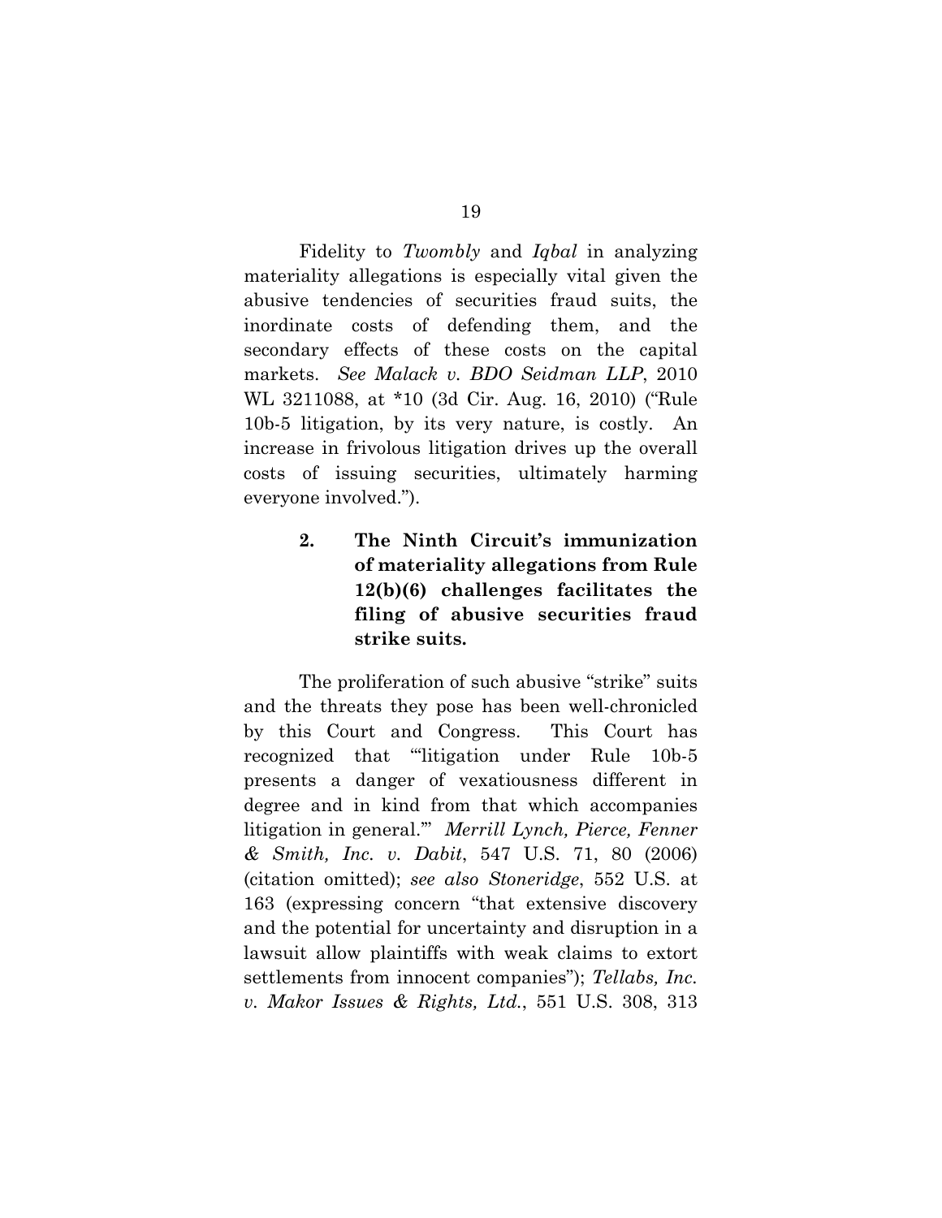Fidelity to *Twombly* and *Iqbal* in analyzing materiality allegations is especially vital given the abusive tendencies of securities fraud suits, the inordinate costs of defending them, and the secondary effects of these costs on the capital markets. *See Malack v. BDO Seidman LLP*, 2010 WL 3211088, at *10 (3d Cir. Aug. 16, 2010) ("Rule 10b-5 litigation, by its very nature, is costly. An increase in frivolous litigation drives up the overall costs of issuing securities, ultimately harming everyone involved.").

### 2. The Ninth Circuit's immunization of materiality allegations from Rule 12(b)(6) challenges facilitates the filing of abusive securities fraud strike suits.

The proliferation of such abusive "strike" suits and the threats they pose has been well-chronicled by this Court and Congress. This Court has recognized that "'litigation under Rule 10b-5 presents a danger of vexatiousness different in degree and in kind from that which accompanies litigation in general.'" *Merrill Lynch, Pierce, Fenner & Smith, Inc. v. Dabit*, 547 U.S. 71, 80 (2006) (citation omitted); *see also Stoneridge*, 552 U.S. at 163 (expressing concern "that extensive discovery and the potential for uncertainty and disruption in a lawsuit allow plaintiffs with weak claims to extort settlements from innocent companies"); *Tellabs, Inc. v. Makor Issues & Rights, Ltd.*, 551 U.S. 308, 313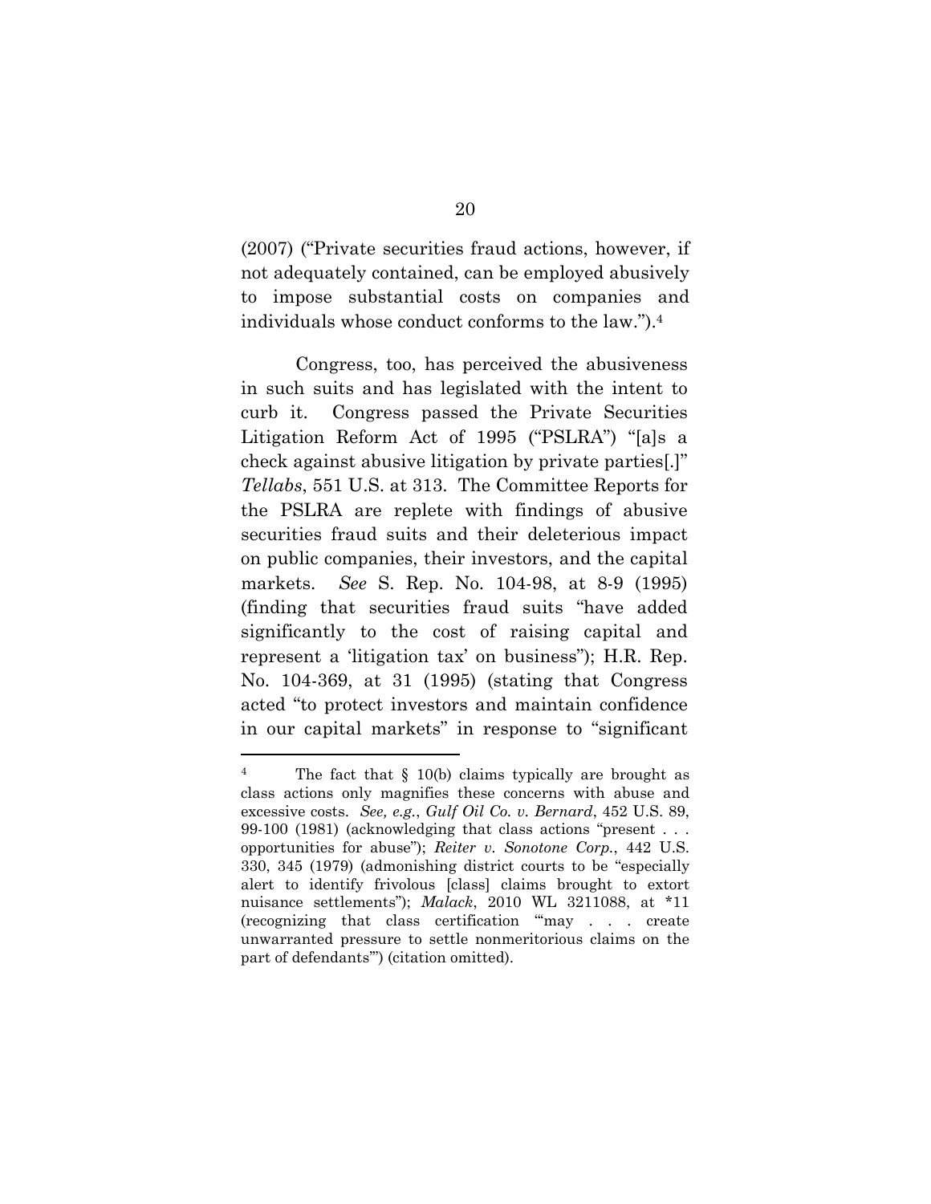(2007) ("Private securities fraud actions, however, if not adequately contained, can be employed abusively to impose substantial costs on companies and individuals whose conduct conforms to the law.").[4]

Congress, too, has perceived the abusiveness in such suits and has legislated with the intent to curb it. Congress passed the Private Securities Litigation Reform Act of 1995 ("PSLRA") "[a]s a check against abusive litigation by private parties[.]" *Tellabs*, 551 U.S. at 313. The Committee Reports for the PSLRA are replete with findings of abusive securities fraud suits and their deleterious impact on public companies, their investors, and the capital markets. *See* S. Rep. No. 104-98, at 8-9 (1995) (finding that securities fraud suits "have added significantly to the cost of raising capital and represent a 'litigation tax' on business"); H.R. Rep. No. 104-369, at 31 (1995) (stating that Congress acted "to protect investors and maintain confidence in our capital markets" in response to "significant

---

[4] The fact that § 10(b) claims typically are brought as class actions only magnifies these concerns with abuse and excessive costs. *See, e.g.*, *Gulf Oil Co. v. Bernard*, 452 U.S. 89, 99-100 (1981) (acknowledging that class actions "present . . . opportunities for abuse"); *Reiter v. Sonotone Corp.*, 442 U.S. 330, 345 (1979) (admonishing district courts to be "especially alert to identify frivolous [class] claims brought to extort nuisance settlements"); *Malack*, 2010 WL 3211088, at *11 (recognizing that class certification "'may . . . create unwarranted pressure to settle nonmeritorious claims on the part of defendants'") (citation omitted).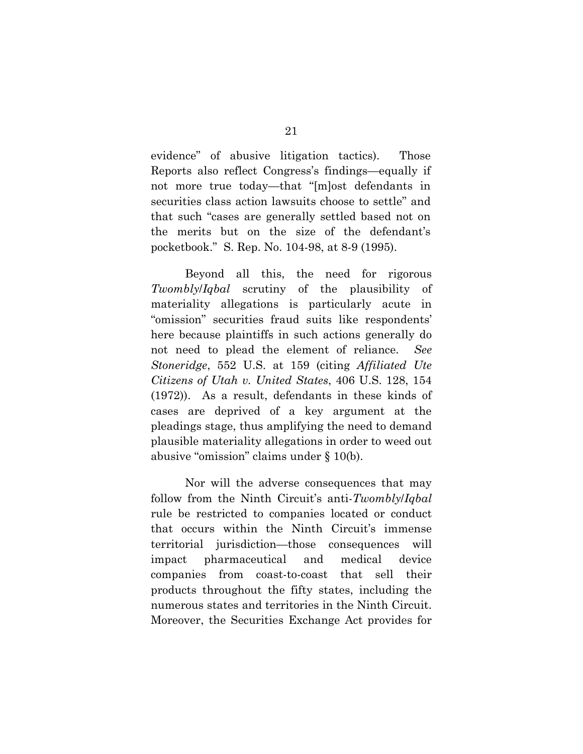evidence" of abusive litigation tactics). Those Reports also reflect Congress's findings—equally if not more true today—that "[m]ost defendants in securities class action lawsuits choose to settle" and that such "cases are generally settled based not on the merits but on the size of the defendant's pocketbook." S. Rep. No. 104-98, at 8-9 (1995).

Beyond all this, the need for rigorous *Twombly*/*Iqbal* scrutiny of the plausibility of materiality allegations is particularly acute in "omission" securities fraud suits like respondents' here because plaintiffs in such actions generally do not need to plead the element of reliance. *See Stoneridge*, 552 U.S. at 159 (citing *Affiliated Ute Citizens of Utah v. United States*, 406 U.S. 128, 154 (1972)). As a result, defendants in these kinds of cases are deprived of a key argument at the pleadings stage, thus amplifying the need to demand plausible materiality allegations in order to weed out abusive "omission" claims under § 10(b).

Nor will the adverse consequences that may follow from the Ninth Circuit's anti-*Twombly*/*Iqbal* rule be restricted to companies located or conduct that occurs within the Ninth Circuit's immense territorial jurisdiction—those consequences will impact pharmaceutical and medical device companies from coast-to-coast that sell their products throughout the fifty states, including the numerous states and territories in the Ninth Circuit. Moreover, the Securities Exchange Act provides for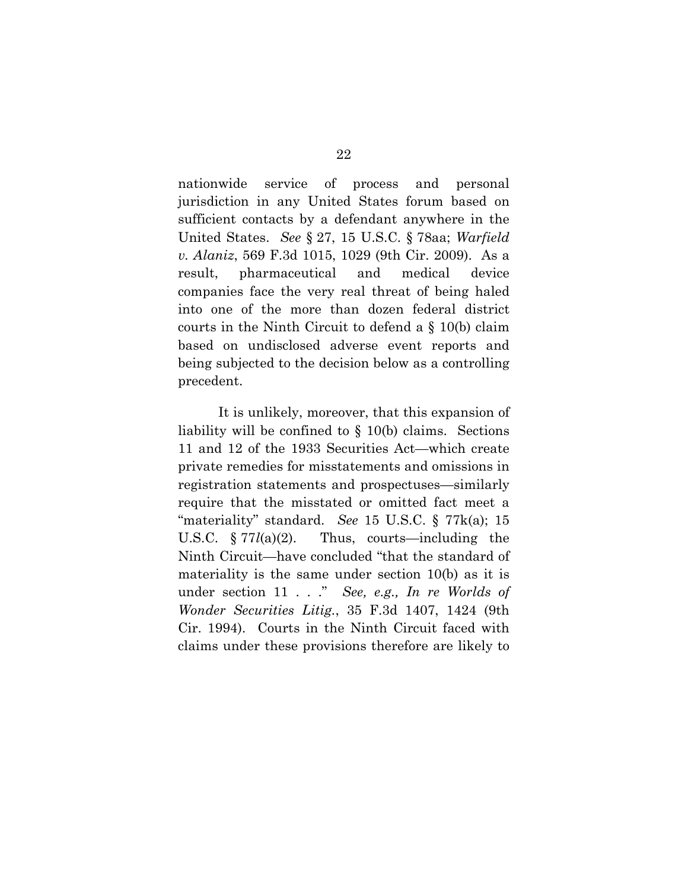nationwide service of process and personal jurisdiction in any United States forum based on sufficient contacts by a defendant anywhere in the United States. *See* § 27, 15 U.S.C. § 78aa; *Warfield v. Alaniz*, 569 F.3d 1015, 1029 (9th Cir. 2009). As a result, pharmaceutical and medical device companies face the very real threat of being haled into one of the more than dozen federal district courts in the Ninth Circuit to defend a § 10(b) claim based on undisclosed adverse event reports and being subjected to the decision below as a controlling precedent.

It is unlikely, moreover, that this expansion of liability will be confined to § 10(b) claims. Sections 11 and 12 of the 1933 Securities Act—which create private remedies for misstatements and omissions in registration statements and prospectuses—similarly require that the misstated or omitted fact meet a "materiality" standard. *See* 15 U.S.C. § 77k(a); 15 U.S.C. § 77*l*(a)(2). Thus, courts—including the Ninth Circuit—have concluded "that the standard of materiality is the same under section 10(b) as it is under section 11 . . ." *See, e.g., In re Worlds of Wonder Securities Litig.*, 35 F.3d 1407, 1424 (9th Cir. 1994). Courts in the Ninth Circuit faced with claims under these provisions therefore are likely to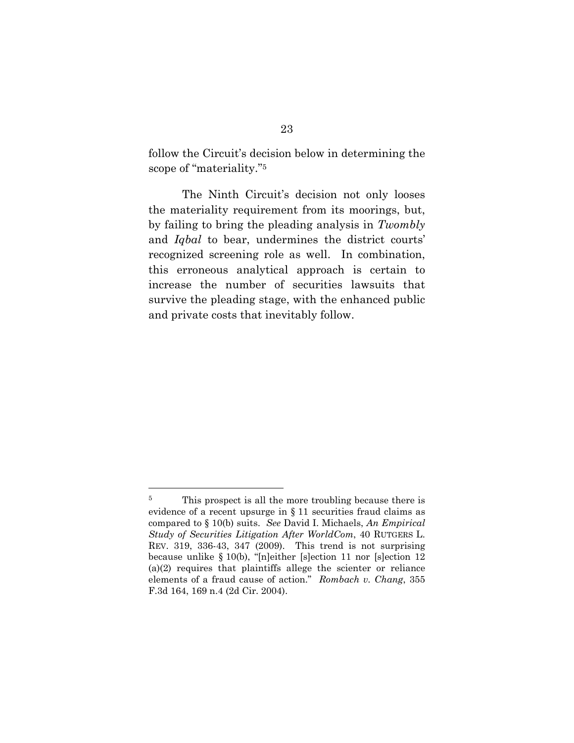follow the Circuit's decision below in determining the scope of "materiality."[5]

The Ninth Circuit's decision not only looses the materiality requirement from its moorings, but, by failing to bring the pleading analysis in *Twombly* and *Iqbal* to bear, undermines the district courts' recognized screening role as well. In combination, this erroneous analytical approach is certain to increase the number of securities lawsuits that survive the pleading stage, with the enhanced public and private costs that inevitably follow.

---

[5] This prospect is all the more troubling because there is evidence of a recent upsurge in § 11 securities fraud claims as compared to § 10(b) suits. *See* David I. Michaels, *An Empirical Study of Securities Litigation After WorldCom*, 40 RUTGERS L. REV. 319, 336-43, 347 (2009). This trend is not surprising because unlike § 10(b), "[n]either [s]ection 11 nor [s]ection 12 (a)(2) requires that plaintiffs allege the scienter or reliance elements of a fraud cause of action." *Rombach v. Chang*, 355 F.3d 164, 169 n.4 (2d Cir. 2004).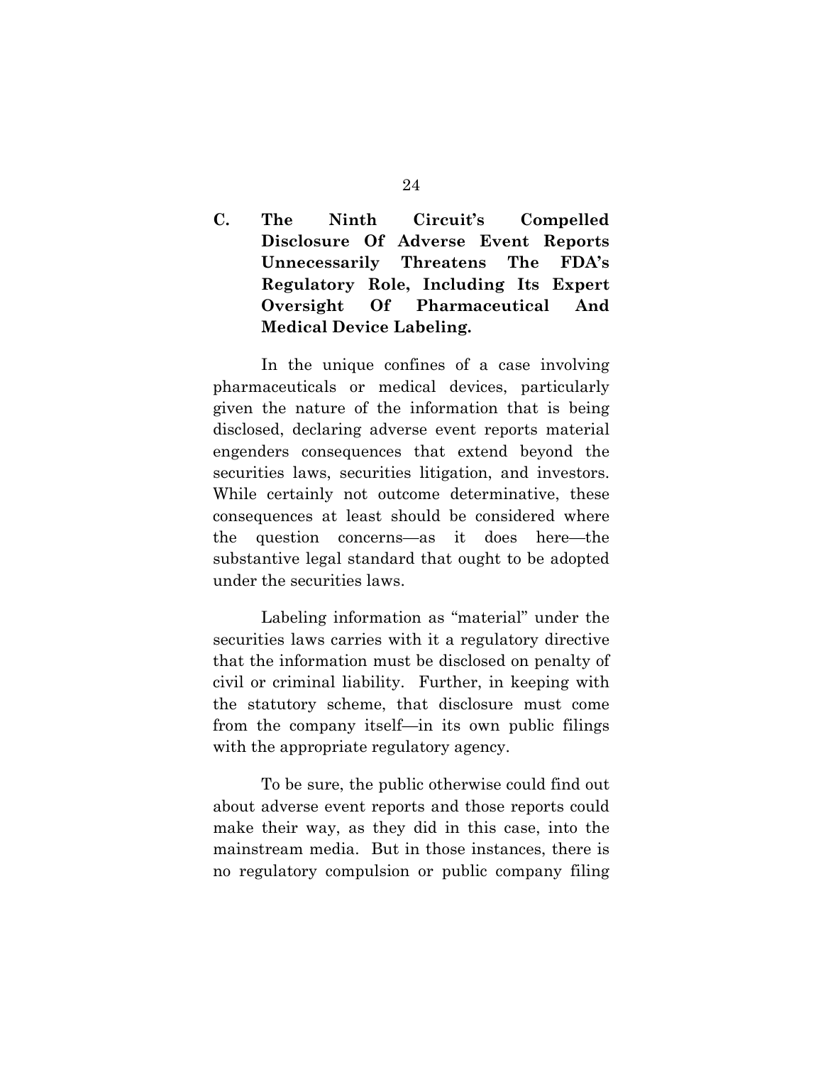### C. The Ninth Circuit's Compelled Disclosure Of Adverse Event Reports Unnecessarily Threatens The FDA's Regulatory Role, Including Its Expert Oversight Of Pharmaceutical And Medical Device Labeling.

In the unique confines of a case involving pharmaceuticals or medical devices, particularly given the nature of the information that is being disclosed, declaring adverse event reports material engenders consequences that extend beyond the securities laws, securities litigation, and investors. While certainly not outcome determinative, these consequences at least should be considered where the question concerns—as it does here—the substantive legal standard that ought to be adopted under the securities laws.

Labeling information as "material" under the securities laws carries with it a regulatory directive that the information must be disclosed on penalty of civil or criminal liability. Further, in keeping with the statutory scheme, that disclosure must come from the company itself—in its own public filings with the appropriate regulatory agency.

To be sure, the public otherwise could find out about adverse event reports and those reports could make their way, as they did in this case, into the mainstream media. But in those instances, there is no regulatory compulsion or public company filing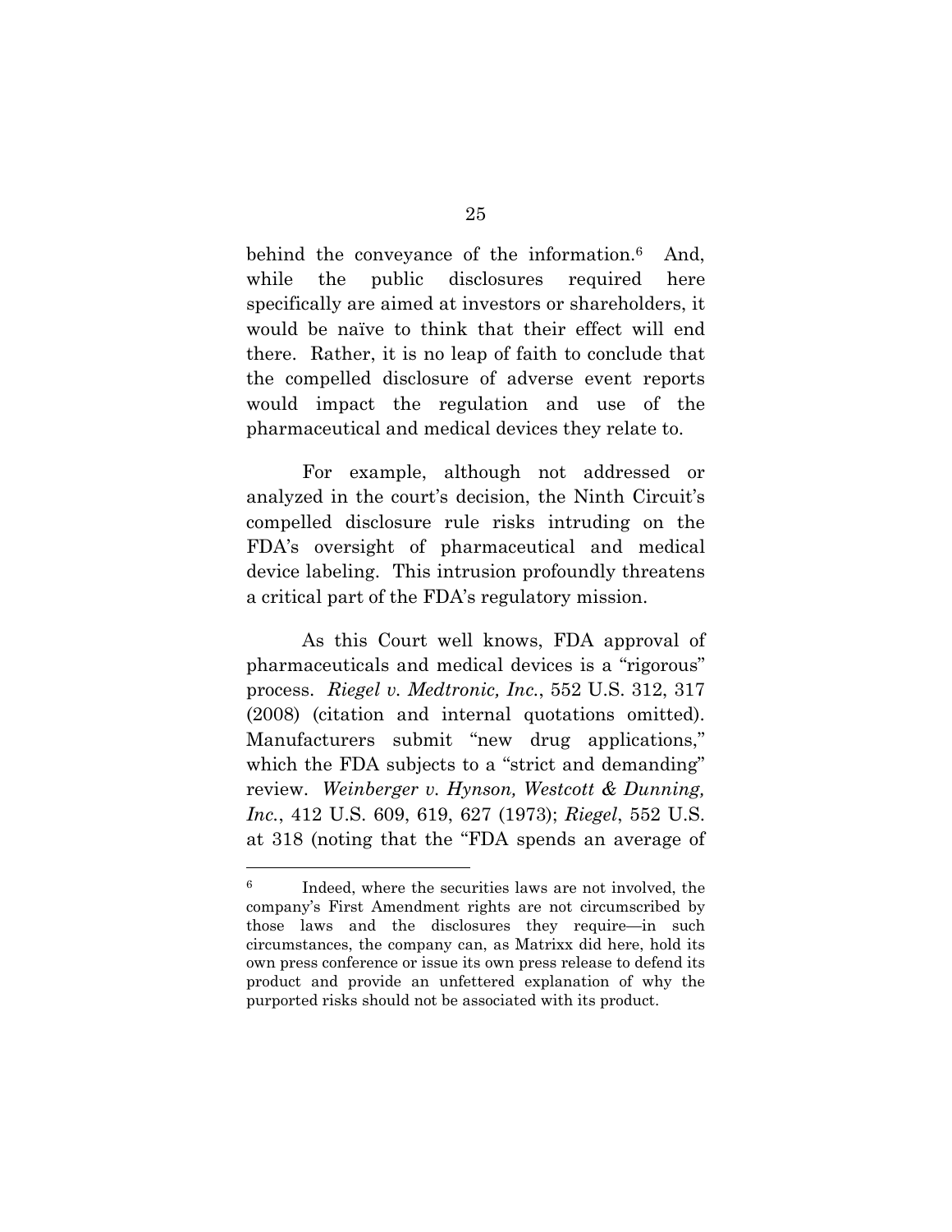behind the conveyance of the information.[6] And, while the public disclosures required here specifically are aimed at investors or shareholders, it would be naïve to think that their effect will end there. Rather, it is no leap of faith to conclude that the compelled disclosure of adverse event reports would impact the regulation and use of the pharmaceutical and medical devices they relate to.

For example, although not addressed or analyzed in the court's decision, the Ninth Circuit's compelled disclosure rule risks intruding on the FDA's oversight of pharmaceutical and medical device labeling. This intrusion profoundly threatens a critical part of the FDA's regulatory mission.

As this Court well knows, FDA approval of pharmaceuticals and medical devices is a "rigorous" process. *Riegel v. Medtronic, Inc.*, 552 U.S. 312, 317 (2008) (citation and internal quotations omitted). Manufacturers submit "new drug applications," which the FDA subjects to a "strict and demanding" review. *Weinberger v. Hynson, Westcott & Dunning, Inc.*, 412 U.S. 609, 619, 627 (1973); *Riegel*, 552 U.S. at 318 (noting that the "FDA spends an average of

---

[6] Indeed, where the securities laws are not involved, the company's First Amendment rights are not circumscribed by those laws and the disclosures they require—in such circumstances, the company can, as Matrixx did here, hold its own press conference or issue its own press release to defend its product and provide an unfettered explanation of why the purported risks should not be associated with its product.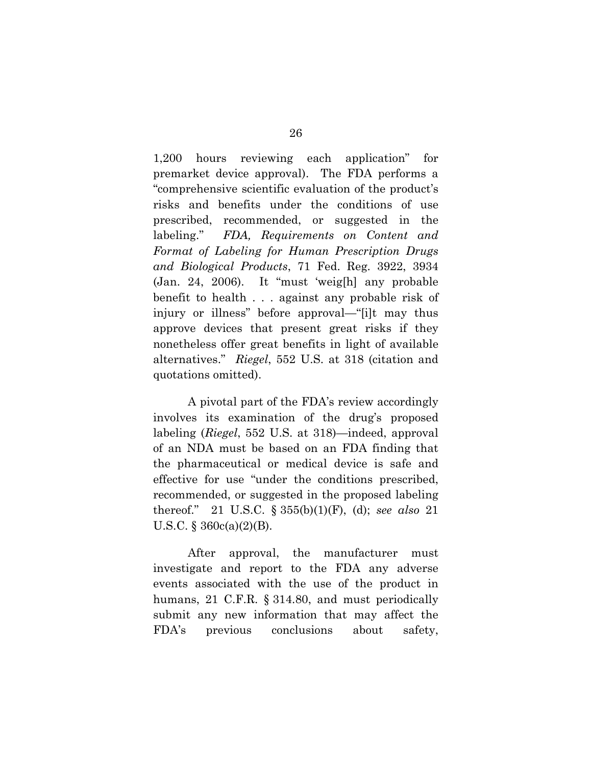1,200 hours reviewing each application" for premarket device approval). The FDA performs a "comprehensive scientific evaluation of the product's risks and benefits under the conditions of use prescribed, recommended, or suggested in the labeling." *FDA, Requirements on Content and Format of Labeling for Human Prescription Drugs and Biological Products*, 71 Fed. Reg. 3922, 3934 (Jan. 24, 2006). It "must 'weig[h] any probable benefit to health . . . against any probable risk of injury or illness" before approval—"[i]t may thus approve devices that present great risks if they nonetheless offer great benefits in light of available alternatives." *Riegel*, 552 U.S. at 318 (citation and quotations omitted).

A pivotal part of the FDA's review accordingly involves its examination of the drug's proposed labeling (*Riegel*, 552 U.S. at 318)—indeed, approval of an NDA must be based on an FDA finding that the pharmaceutical or medical device is safe and effective for use "under the conditions prescribed, recommended, or suggested in the proposed labeling thereof." 21 U.S.C. § 355(b)(1)(F), (d); *see also* 21 U.S.C. § 360c(a)(2)(B).

After approval, the manufacturer must investigate and report to the FDA any adverse events associated with the use of the product in humans, 21 C.F.R. § 314.80, and must periodically submit any new information that may affect the FDA's previous conclusions about safety,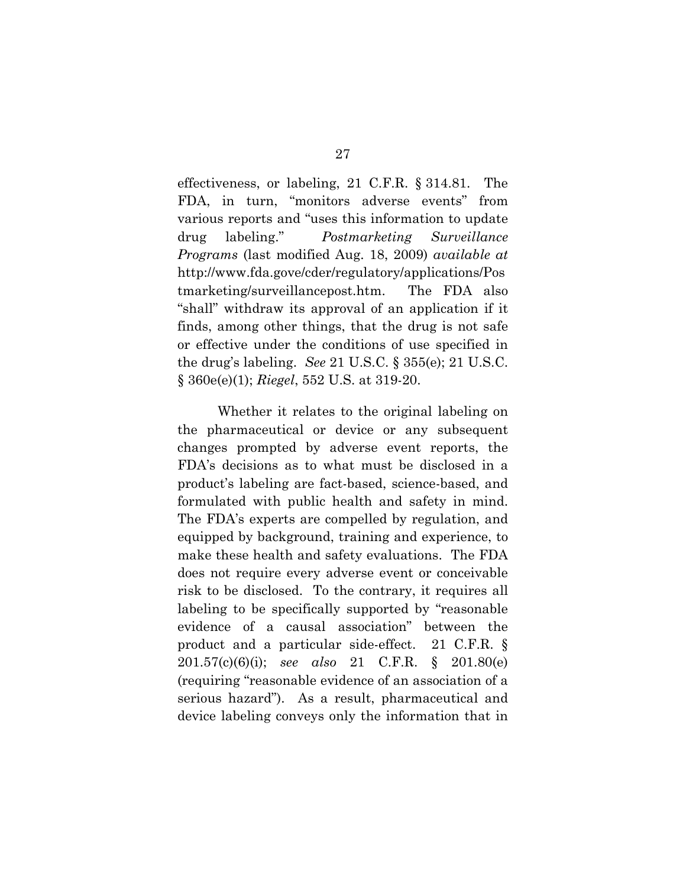effectiveness, or labeling, 21 C.F.R. § 314.81. The FDA, in turn, "monitors adverse events" from various reports and "uses this information to update drug labeling." *Postmarketing Surveillance Programs* (last modified Aug. 18, 2009) *available at* http://www.fda.gove/cder/regulatory/applications/Postmarketing/surveillancepost.htm. The FDA also "shall" withdraw its approval of an application if it finds, among other things, that the drug is not safe or effective under the conditions of use specified in the drug's labeling. *See* 21 U.S.C. § 355(e); 21 U.S.C. § 360e(e)(1); *Riegel*, 552 U.S. at 319-20.

Whether it relates to the original labeling on the pharmaceutical or device or any subsequent changes prompted by adverse event reports, the FDA's decisions as to what must be disclosed in a product's labeling are fact-based, science-based, and formulated with public health and safety in mind. The FDA's experts are compelled by regulation, and equipped by background, training and experience, to make these health and safety evaluations. The FDA does not require every adverse event or conceivable risk to be disclosed. To the contrary, it requires all labeling to be specifically supported by "reasonable evidence of a causal association" between the product and a particular side-effect. 21 C.F.R. § 201.57(c)(6)(i); *see also* 21 C.F.R. § 201.80(e) (requiring "reasonable evidence of an association of a serious hazard"). As a result, pharmaceutical and device labeling conveys only the information that in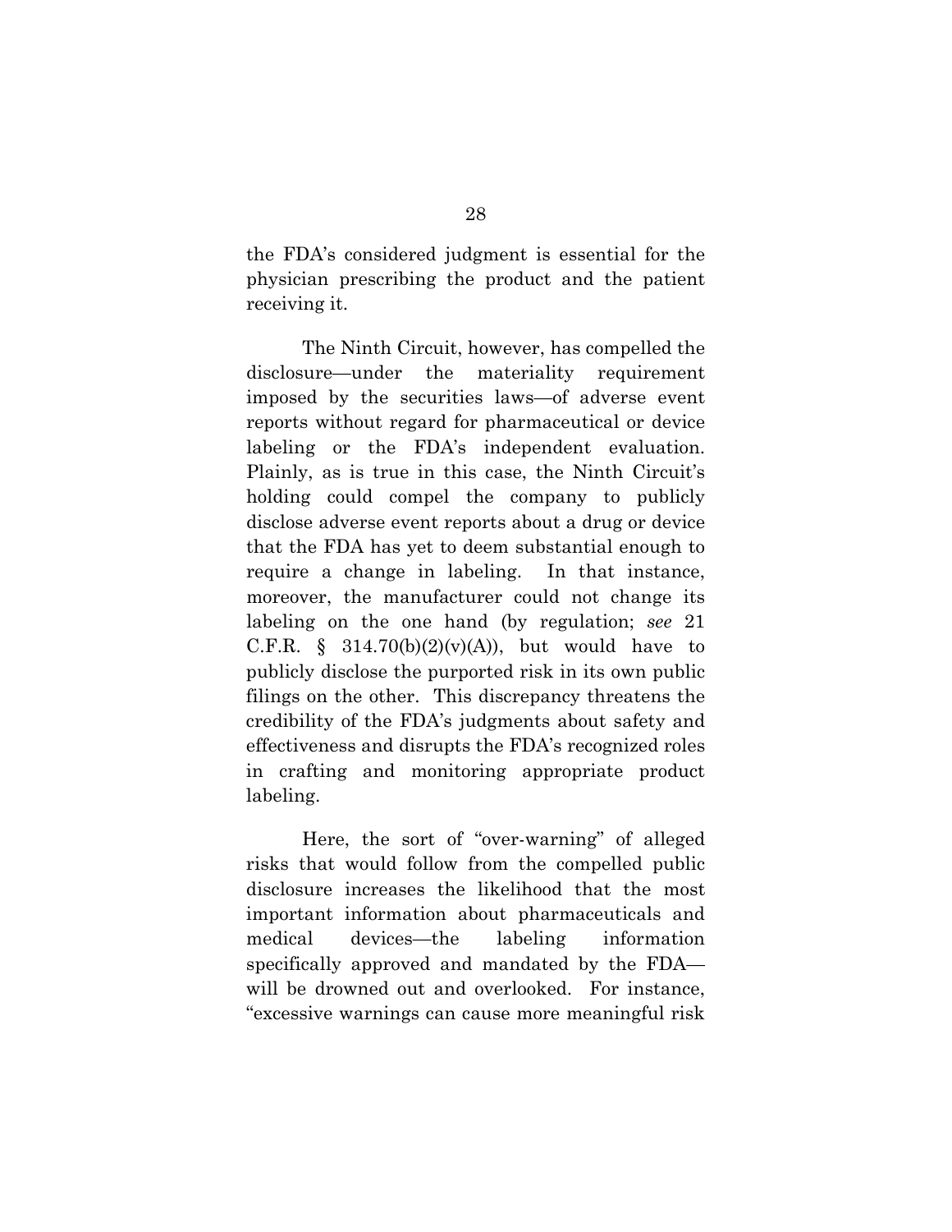the FDA's considered judgment is essential for the physician prescribing the product and the patient receiving it.

The Ninth Circuit, however, has compelled the disclosure—under the materiality requirement imposed by the securities laws—of adverse event reports without regard for pharmaceutical or device labeling or the FDA's independent evaluation. Plainly, as is true in this case, the Ninth Circuit's holding could compel the company to publicly disclose adverse event reports about a drug or device that the FDA has yet to deem substantial enough to require a change in labeling. In that instance, moreover, the manufacturer could not change its labeling on the one hand (by regulation; *see* 21 C.F.R. § 314.70(b)(2)(v)(A)), but would have to publicly disclose the purported risk in its own public filings on the other. This discrepancy threatens the credibility of the FDA's judgments about safety and effectiveness and disrupts the FDA's recognized roles in crafting and monitoring appropriate product labeling.

Here, the sort of "over-warning" of alleged risks that would follow from the compelled public disclosure increases the likelihood that the most important information about pharmaceuticals and medical devices—the labeling information specifically approved and mandated by the FDA—will be drowned out and overlooked. For instance, "excessive warnings can cause more meaningful risk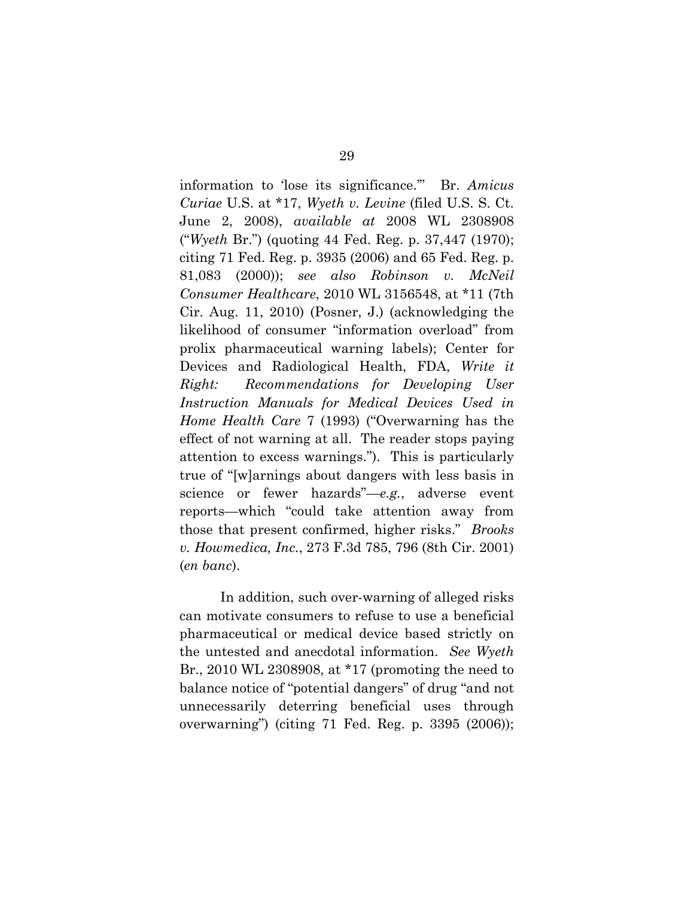information to 'lose its significance.'" Br. *Amicus Curiae* U.S. at *17, *Wyeth v. Levine* (filed U.S. S. Ct. June 2, 2008), *available at* 2008 WL 2308908 ("*Wyeth* Br.") (quoting 44 Fed. Reg. p. 37,447 (1970); citing 71 Fed. Reg. p. 3935 (2006) and 65 Fed. Reg. p. 81,083 (2000)); *see also Robinson v. McNeil Consumer Healthcare*, 2010 WL 3156548, at *11 (7th Cir. Aug. 11, 2010) (Posner, J.) (acknowledging the likelihood of consumer "information overload" from prolix pharmaceutical warning labels); Center for Devices and Radiological Health, FDA, *Write it Right: Recommendations for Developing User Instruction Manuals for Medical Devices Used in Home Health Care* 7 (1993) ("Overwarning has the effect of not warning at all. The reader stops paying attention to excess warnings."). This is particularly true of "[w]arnings about dangers with less basis in science or fewer hazards"—*e.g.*, adverse event reports—which "could take attention away from those that present confirmed, higher risks." *Brooks v. Howmedica, Inc.*, 273 F.3d 785, 796 (8th Cir. 2001) (*en banc*).

In addition, such over-warning of alleged risks can motivate consumers to refuse to use a beneficial pharmaceutical or medical device based strictly on the untested and anecdotal information. *See Wyeth* Br., 2010 WL 2308908, at *17 (promoting the need to balance notice of "potential dangers" of drug "and not unnecessarily deterring beneficial uses through overwarning") (citing 71 Fed. Reg. p. 3395 (2006));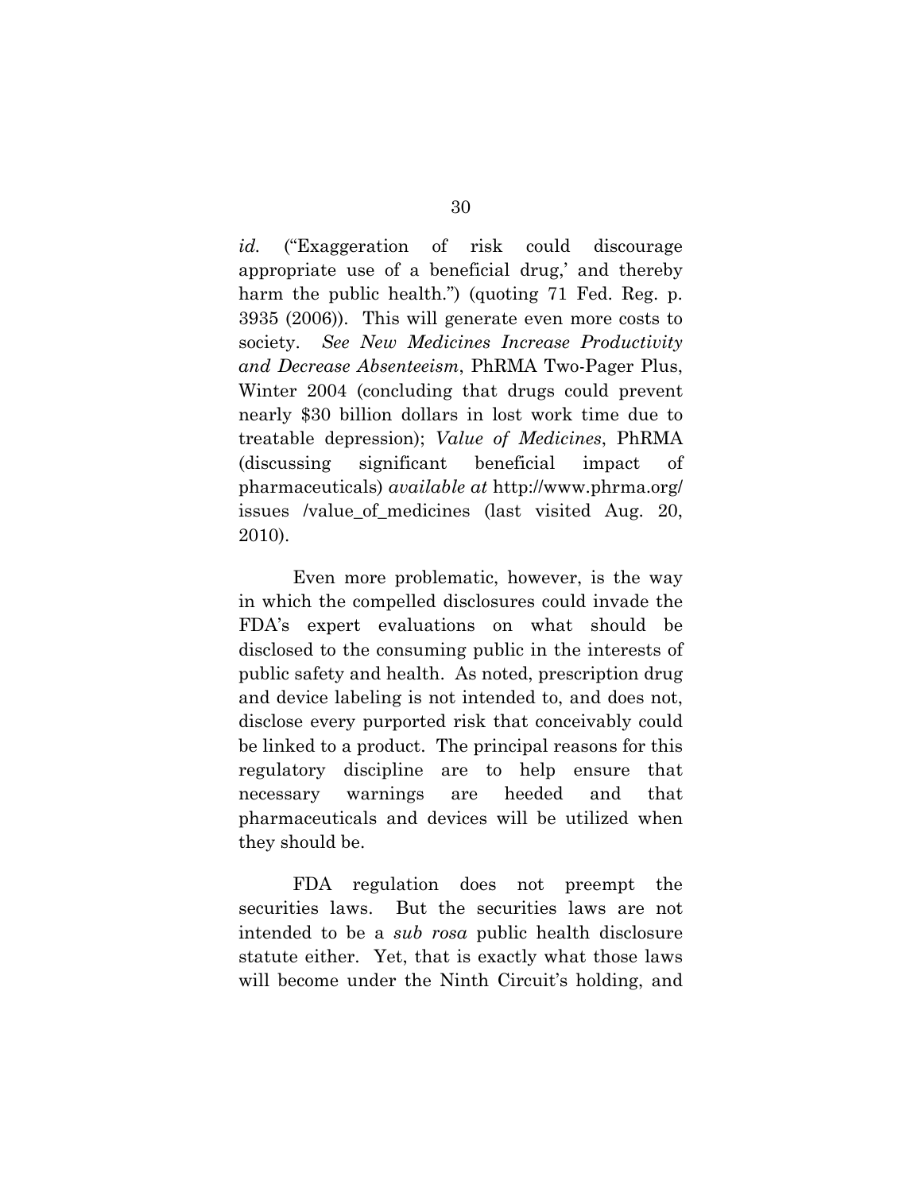*id.* ("Exaggeration of risk could discourage appropriate use of a beneficial drug,' and thereby harm the public health.") (quoting 71 Fed. Reg. p. 3935 (2006)). This will generate even more costs to society. *See New Medicines Increase Productivity and Decrease Absenteeism*, PhRMA Two-Pager Plus, Winter 2004 (concluding that drugs could prevent nearly $30 billion dollars in lost work time due to treatable depression); *Value of Medicines*, PhRMA (discussing significant beneficial impact of pharmaceuticals) *available at* http://www.phrma.org/ issues /value_of_medicines (last visited Aug. 20, 2010).

Even more problematic, however, is the way in which the compelled disclosures could invade the FDA's expert evaluations on what should be disclosed to the consuming public in the interests of public safety and health. As noted, prescription drug and device labeling is not intended to, and does not, disclose every purported risk that conceivably could be linked to a product. The principal reasons for this regulatory discipline are to help ensure that necessary warnings are heeded and that pharmaceuticals and devices will be utilized when they should be.

FDA regulation does not preempt the securities laws. But the securities laws are not intended to be a *sub rosa* public health disclosure statute either. Yet, that is exactly what those laws will become under the Ninth Circuit's holding, and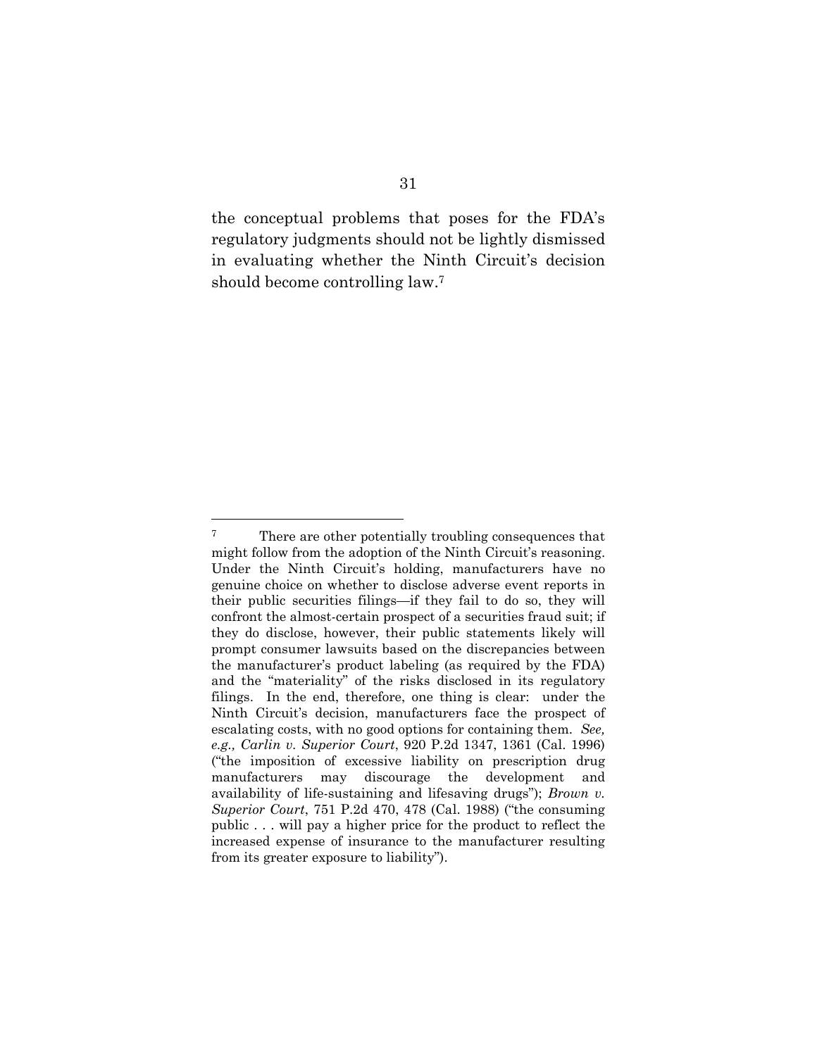the conceptual problems that poses for the FDA's regulatory judgments should not be lightly dismissed in evaluating whether the Ninth Circuit's decision should become controlling law.[7]

---

[7] There are other potentially troubling consequences that might follow from the adoption of the Ninth Circuit's reasoning. Under the Ninth Circuit's holding, manufacturers have no genuine choice on whether to disclose adverse event reports in their public securities filings—if they fail to do so, they will confront the almost-certain prospect of a securities fraud suit; if they do disclose, however, their public statements likely will prompt consumer lawsuits based on the discrepancies between the manufacturer's product labeling (as required by the FDA) and the "materiality" of the risks disclosed in its regulatory filings. In the end, therefore, one thing is clear: under the Ninth Circuit's decision, manufacturers face the prospect of escalating costs, with no good options for containing them. *See, e.g., Carlin v. Superior Court*, 920 P.2d 1347, 1361 (Cal. 1996) ("the imposition of excessive liability on prescription drug manufacturers may discourage the development and availability of life-sustaining and lifesaving drugs"); *Brown v. Superior Court*, 751 P.2d 470, 478 (Cal. 1988) ("the consuming public . . . will pay a higher price for the product to reflect the increased expense of insurance to the manufacturer resulting from its greater exposure to liability").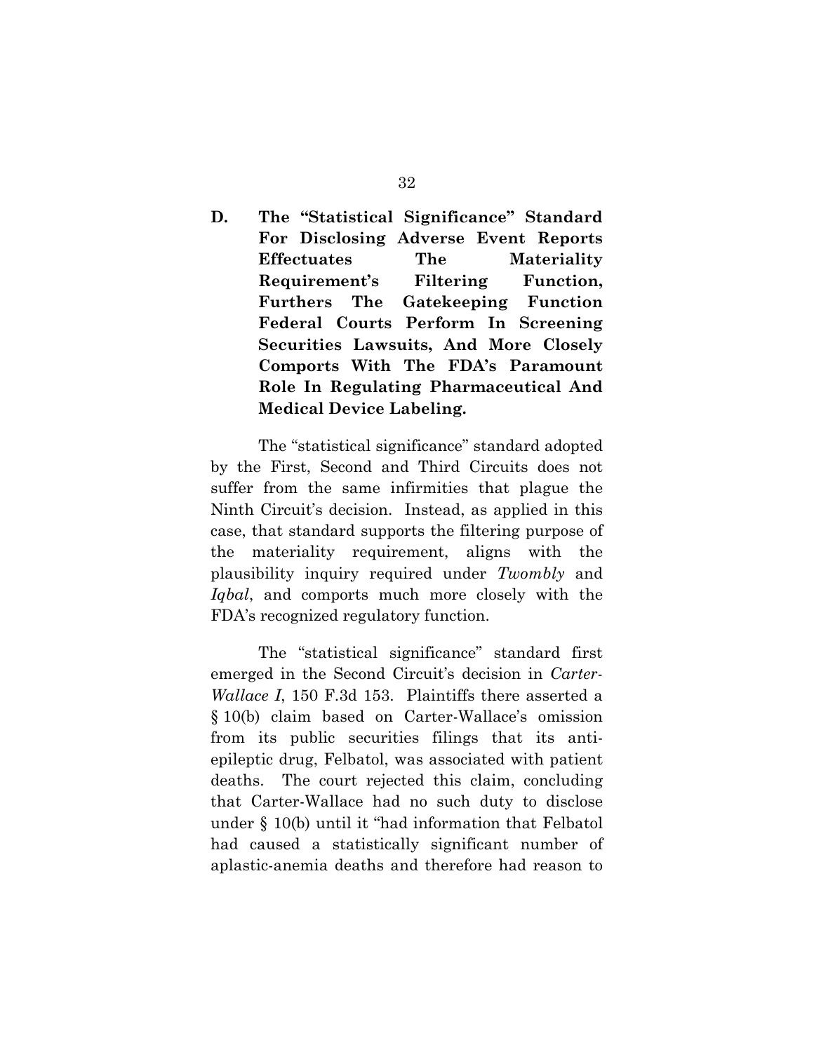### D. The "Statistical Significance" Standard For Disclosing Adverse Event Reports Effectuates The Materiality Requirement's Filtering Function, Furthers The Gatekeeping Function Federal Courts Perform In Screening Securities Lawsuits, And More Closely Comports With The FDA's Paramount Role In Regulating Pharmaceutical And Medical Device Labeling.

The "statistical significance" standard adopted by the First, Second and Third Circuits does not suffer from the same infirmities that plague the Ninth Circuit's decision. Instead, as applied in this case, that standard supports the filtering purpose of the materiality requirement, aligns with the plausibility inquiry required under *Twombly* and *Iqbal*, and comports much more closely with the FDA's recognized regulatory function.

The "statistical significance" standard first emerged in the Second Circuit's decision in *Carter-Wallace I*, 150 F.3d 153. Plaintiffs there asserted a § 10(b) claim based on Carter-Wallace's omission from its public securities filings that its anti-epileptic drug, Felbatol, was associated with patient deaths. The court rejected this claim, concluding that Carter-Wallace had no such duty to disclose under § 10(b) until it "had information that Felbatol had caused a statistically significant number of aplastic-anemia deaths and therefore had reason to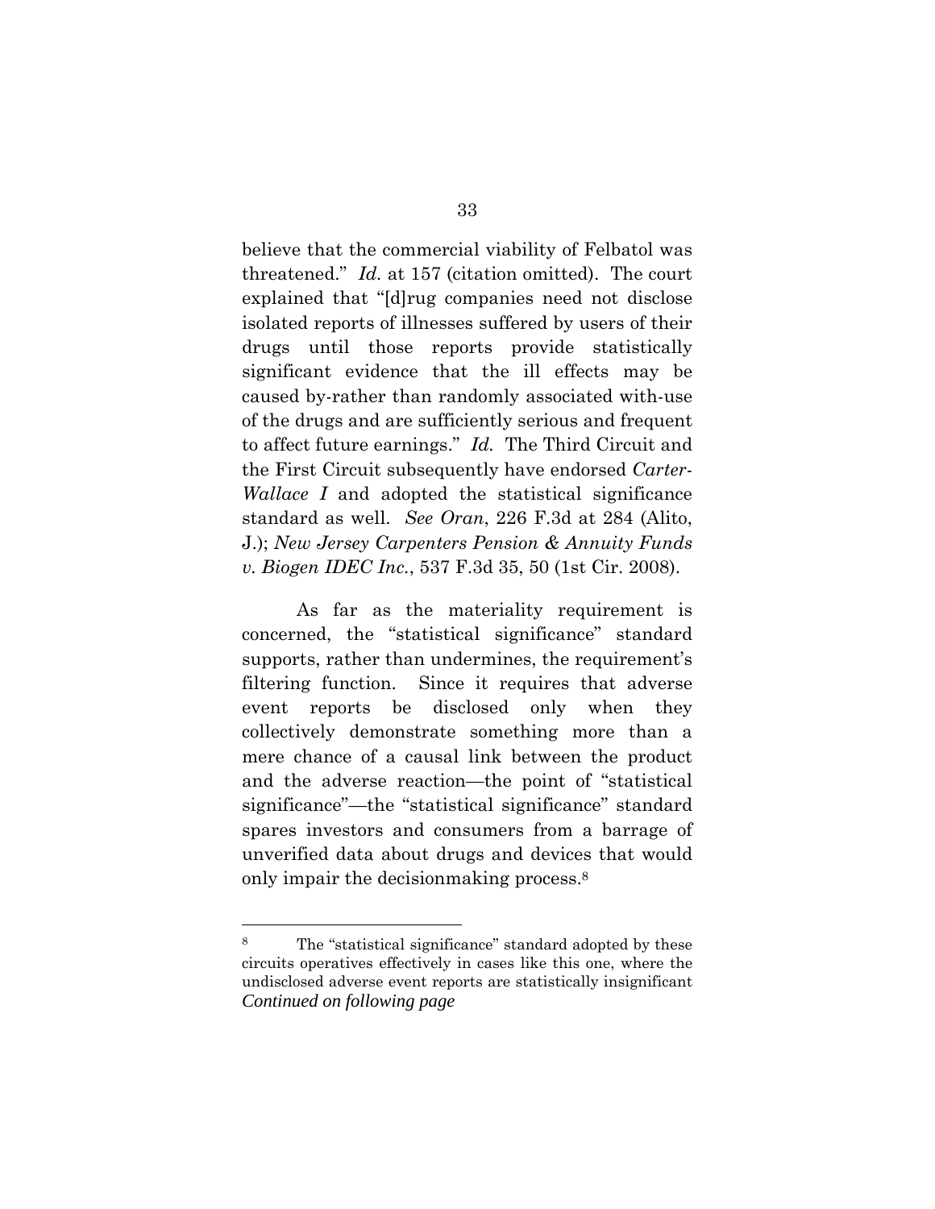believe that the commercial viability of Felbatol was threatened." *Id.* at 157 (citation omitted). The court explained that "[d]rug companies need not disclose isolated reports of illnesses suffered by users of their drugs until those reports provide statistically significant evidence that the ill effects may be caused by-rather than randomly associated with-use of the drugs and are sufficiently serious and frequent to affect future earnings." *Id.* The Third Circuit and the First Circuit subsequently have endorsed *Carter-Wallace I* and adopted the statistical significance standard as well. *See Oran*, 226 F.3d at 284 (Alito, J.); *New Jersey Carpenters Pension & Annuity Funds v. Biogen IDEC Inc.*, 537 F.3d 35, 50 (1st Cir. 2008).

As far as the materiality requirement is concerned, the "statistical significance" standard supports, rather than undermines, the requirement's filtering function. Since it requires that adverse event reports be disclosed only when they collectively demonstrate something more than a mere chance of a causal link between the product and the adverse reaction—the point of "statistical significance"—the "statistical significance" standard spares investors and consumers from a barrage of unverified data about drugs and devices that would only impair the decisionmaking process.[8]

---

[8] The "statistical significance" standard adopted by these circuits operatives effectively in cases like this one, where the undisclosed adverse event reports are statistically insignificant *Continued on following page*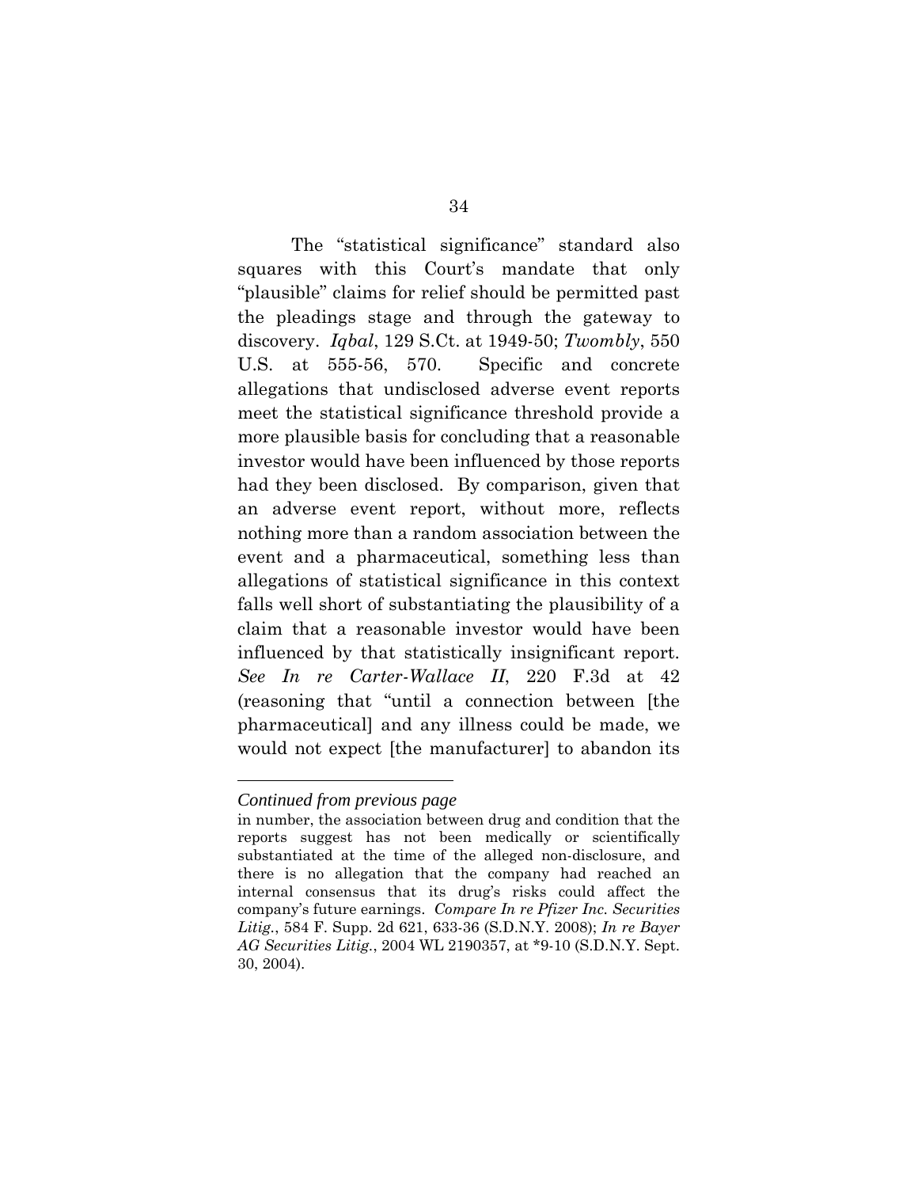The "statistical significance" standard also squares with this Court's mandate that only "plausible" claims for relief should be permitted past the pleadings stage and through the gateway to discovery. *Iqbal*, 129 S.Ct. at 1949-50; *Twombly*, 550 U.S. at 555-56, 570. Specific and concrete allegations that undisclosed adverse event reports meet the statistical significance threshold provide a more plausible basis for concluding that a reasonable investor would have been influenced by those reports had they been disclosed. By comparison, given that an adverse event report, without more, reflects nothing more than a random association between the event and a pharmaceutical, something less than allegations of statistical significance in this context falls well short of substantiating the plausibility of a claim that a reasonable investor would have been influenced by that statistically insignificant report. *See In re Carter-Wallace II*, 220 F.3d at 42 (reasoning that "until a connection between [the pharmaceutical] and any illness could be made, we would not expect [the manufacturer] to abandon its

---

*Continued from previous page*

in number, the association between drug and condition that the reports suggest has not been medically or scientifically substantiated at the time of the alleged non-disclosure, and there is no allegation that the company had reached an internal consensus that its drug's risks could affect the company's future earnings. *Compare In re Pfizer Inc. Securities Litig.*, 584 F. Supp. 2d 621, 633-36 (S.D.N.Y. 2008); *In re Bayer AG Securities Litig.*, 2004 WL 2190357, at *9-10 (S.D.N.Y. Sept. 30, 2004).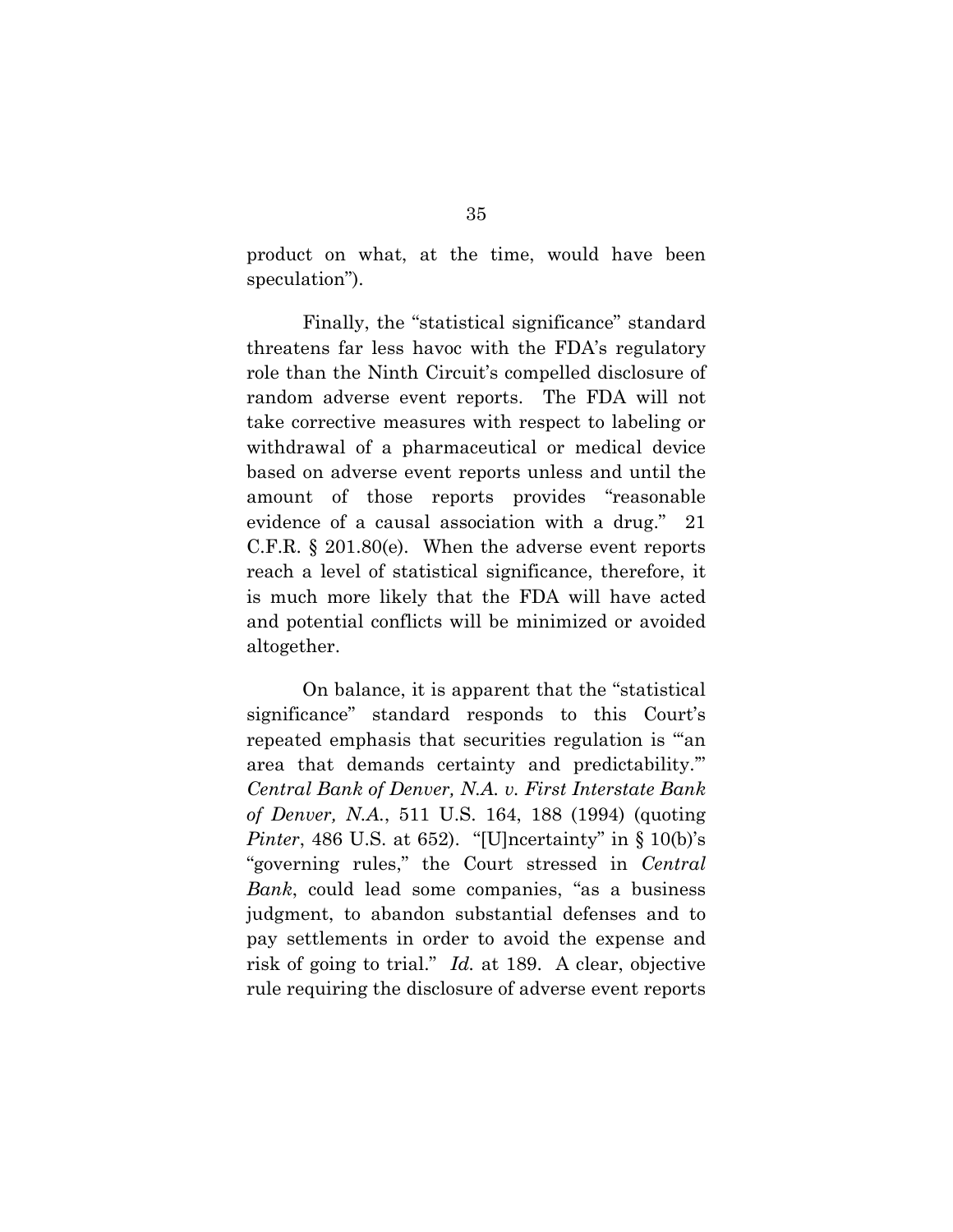product on what, at the time, would have been speculation").

Finally, the "statistical significance" standard threatens far less havoc with the FDA's regulatory role than the Ninth Circuit's compelled disclosure of random adverse event reports. The FDA will not take corrective measures with respect to labeling or withdrawal of a pharmaceutical or medical device based on adverse event reports unless and until the amount of those reports provides "reasonable evidence of a causal association with a drug." 21 C.F.R. § 201.80(e). When the adverse event reports reach a level of statistical significance, therefore, it is much more likely that the FDA will have acted and potential conflicts will be minimized or avoided altogether.

On balance, it is apparent that the "statistical significance" standard responds to this Court's repeated emphasis that securities regulation is "'an area that demands certainty and predictability.'" *Central Bank of Denver, N.A. v. First Interstate Bank of Denver, N.A.*, 511 U.S. 164, 188 (1994) (quoting *Pinter*, 486 U.S. at 652). "[U]ncertainty" in § 10(b)'s "governing rules," the Court stressed in *Central Bank*, could lead some companies, "as a business judgment, to abandon substantial defenses and to pay settlements in order to avoid the expense and risk of going to trial." *Id.* at 189. A clear, objective rule requiring the disclosure of adverse event reports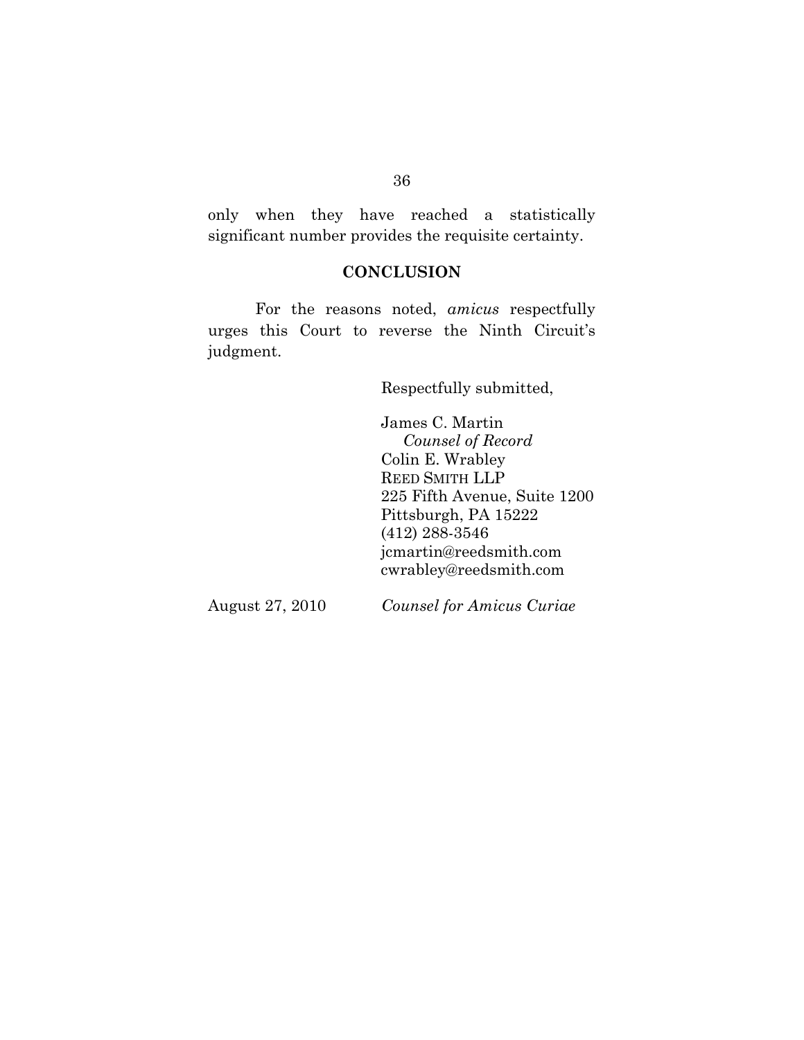only when they have reached a statistically significant number provides the requisite certainty.

## CONCLUSION

For the reasons noted, *amicus* respectfully urges this Court to reverse the Ninth Circuit's judgment.

Respectfully submitted,

James C. Martin
*Counsel of Record*
Colin E. Wrabley
REED SMITH LLP
225 Fifth Avenue, Suite 1200
Pittsburgh, PA 15222
(412) 288-3546
jcmartin@reedsmith.com
cwrabley@reedsmith.com

August 27, 2010

*Counsel for Amicus Curiae*